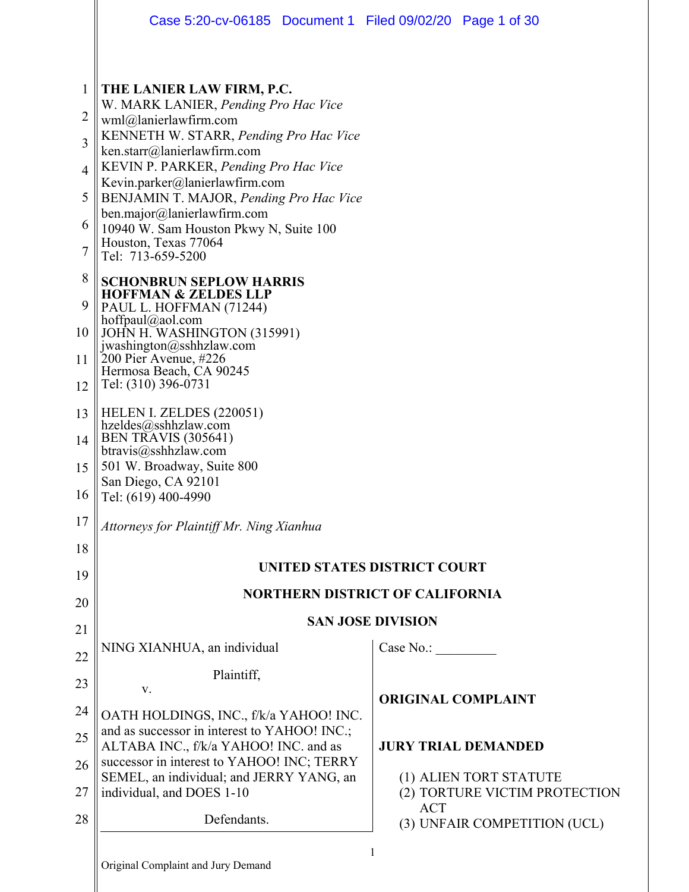**THE LANIER LAW FIRM, P.C.**
W. MARK LANIER, *Pending Pro Hac Vice*
wml@lanierlawfirm.com
KENNETH W. STARR, *Pending Pro Hac Vice*
ken.starr@lanierlawfirm.com
KEVIN P. PARKER, *Pending Pro Hac Vice*
Kevin.parker@lanierlawfirm.com
BENJAMIN T. MAJOR, *Pending Pro Hac Vice*
ben.major@lanierlawfirm.com
10940 W. Sam Houston Pkwy N, Suite 100
Houston, Texas 77064
Tel: 713-659-5200

**SCHONBRUN SEPLOW HARRIS HOFFMAN & ZELDES LLP**
PAUL L. HOFFMAN (71244)
hoffpaul@aol.com
JOHN H. WASHINGTON (315991)
jwashington@sshhzlaw.com
200 Pier Avenue, #226
Hermosa Beach, CA 90245
Tel: (310) 396-0731

HELEN I. ZELDES (220051)
hzeldes@sshhzlaw.com
BEN TRAVIS (305641)
btravis@sshhzlaw.com
501 W. Broadway, Suite 800
San Diego, CA 92101
Tel: (619) 400-4990

*Attorneys for Plaintiff Mr. Ning Xianhua*

**UNITED STATES DISTRICT COURT**

**NORTHERN DISTRICT OF CALIFORNIA**

**SAN JOSE DIVISION**

| | |
|---|---|
| NING XIANHUA, an individual<br><br>Plaintiff,<br><br>v.<br><br>OATH HOLDINGS, INC., f/k/a YAHOO! INC. and as successor in interest to YAHOO! INC.; ALTABA INC., f/k/a YAHOO! INC. and as successor in interest to YAHOO! INC; TERRY SEMEL, an individual; and JERRY YANG, an individual, and DOES 1-10<br><br>Defendants. | Case No.: _________<br><br>**ORIGINAL COMPLAINT**<br><br>**JURY TRIAL DEMANDED**<br><br>(1) ALIEN TORT STATUTE<br>(2) TORTURE VICTIM PROTECTION ACT<br>(3) UNFAIR COMPETITION (UCL) |

Original Complaint and Jury Demand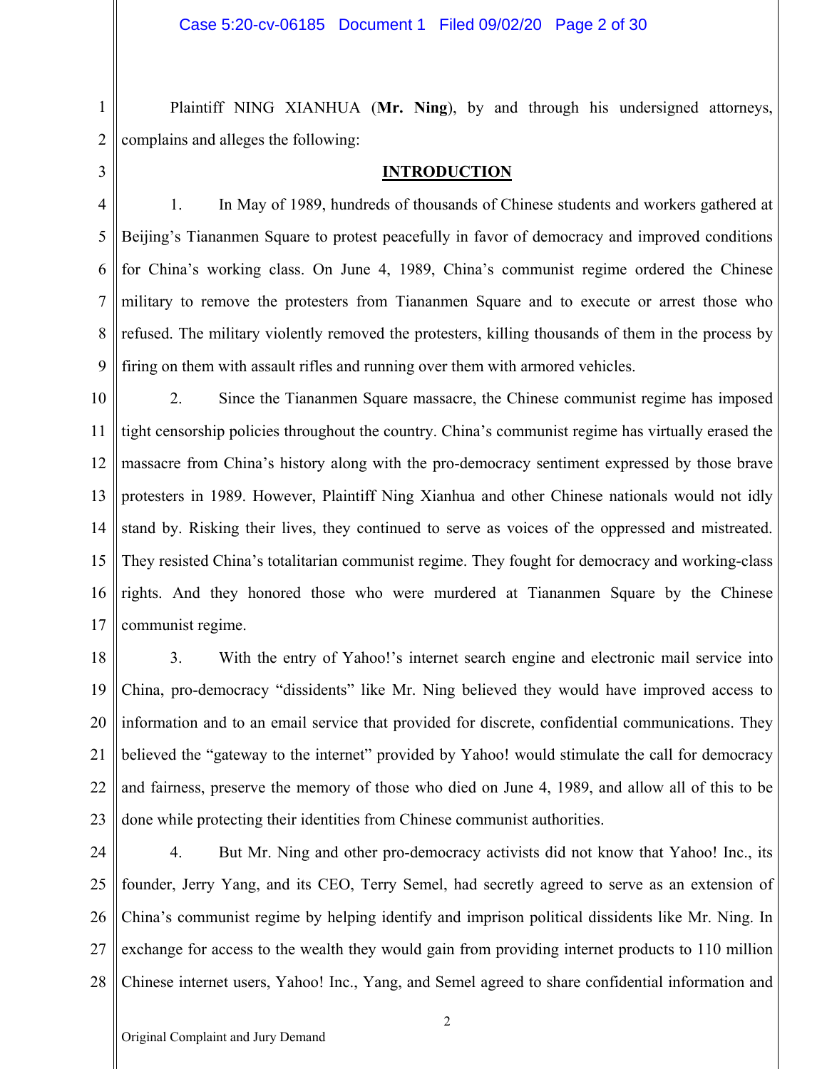Plaintiff NING XIANHUA (**Mr. Ning**), by and through his undersigned attorneys, complains and alleges the following:

## INTRODUCTION

1. In May of 1989, hundreds of thousands of Chinese students and workers gathered at Beijing's Tiananmen Square to protest peacefully in favor of democracy and improved conditions for China's working class. On June 4, 1989, China's communist regime ordered the Chinese military to remove the protesters from Tiananmen Square and to execute or arrest those who refused. The military violently removed the protesters, killing thousands of them in the process by firing on them with assault rifles and running over them with armored vehicles.

2. Since the Tiananmen Square massacre, the Chinese communist regime has imposed tight censorship policies throughout the country. China's communist regime has virtually erased the massacre from China's history along with the pro-democracy sentiment expressed by those brave protesters in 1989. However, Plaintiff Ning Xianhua and other Chinese nationals would not idly stand by. Risking their lives, they continued to serve as voices of the oppressed and mistreated. They resisted China's totalitarian communist regime. They fought for democracy and working-class rights. And they honored those who were murdered at Tiananmen Square by the Chinese communist regime.

3. With the entry of Yahoo!'s internet search engine and electronic mail service into China, pro-democracy "dissidents" like Mr. Ning believed they would have improved access to information and to an email service that provided for discrete, confidential communications. They believed the "gateway to the internet" provided by Yahoo! would stimulate the call for democracy and fairness, preserve the memory of those who died on June 4, 1989, and allow all of this to be done while protecting their identities from Chinese communist authorities.

4. But Mr. Ning and other pro-democracy activists did not know that Yahoo! Inc., its founder, Jerry Yang, and its CEO, Terry Semel, had secretly agreed to serve as an extension of China's communist regime by helping identify and imprison political dissidents like Mr. Ning. In exchange for access to the wealth they would gain from providing internet products to 110 million Chinese internet users, Yahoo! Inc., Yang, and Semel agreed to share confidential information and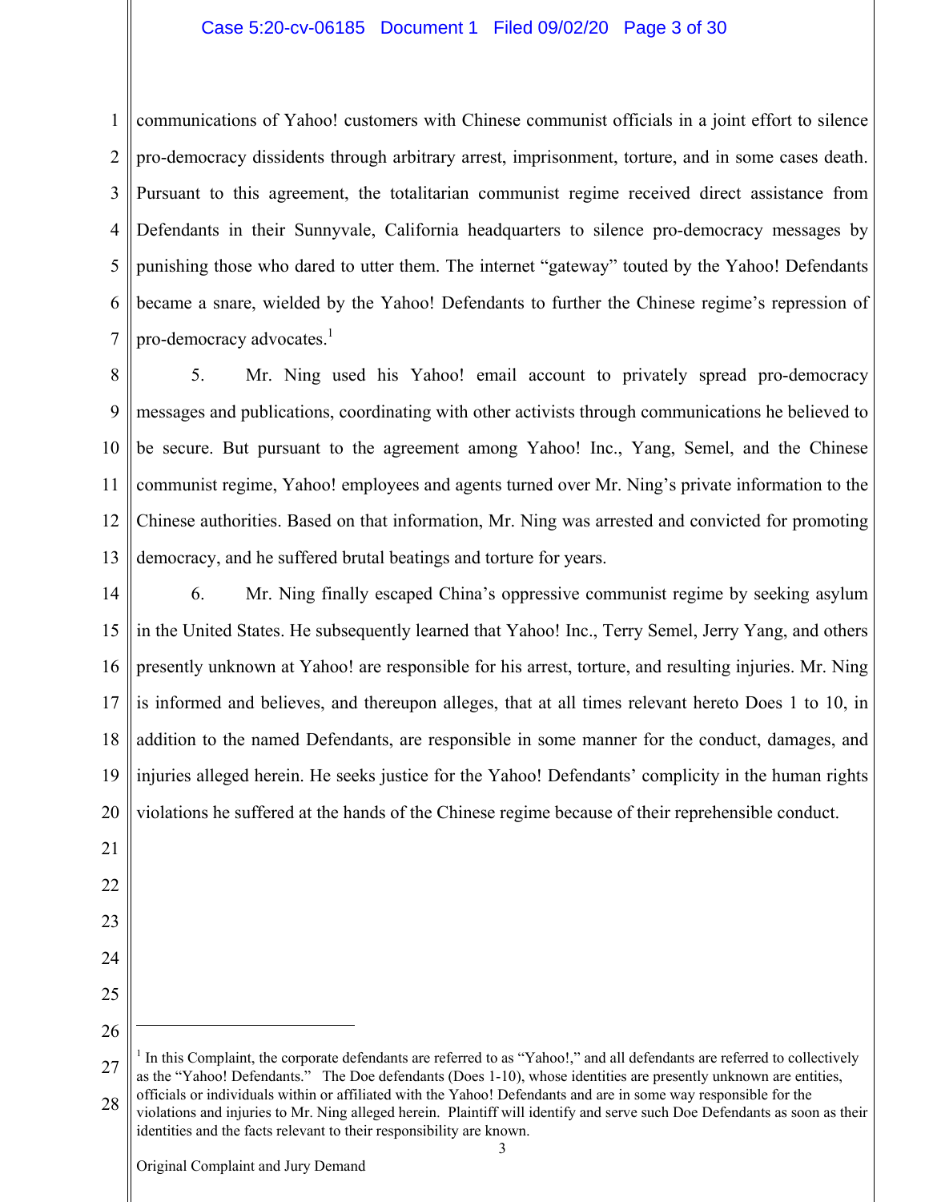communications of Yahoo! customers with Chinese communist officials in a joint effort to silence pro-democracy dissidents through arbitrary arrest, imprisonment, torture, and in some cases death. Pursuant to this agreement, the totalitarian communist regime received direct assistance from Defendants in their Sunnyvale, California headquarters to silence pro-democracy messages by punishing those who dared to utter them. The internet "gateway" touted by the Yahoo! Defendants became a snare, wielded by the Yahoo! Defendants to further the Chinese regime's repression of pro-democracy advocates.[1]

5. Mr. Ning used his Yahoo! email account to privately spread pro-democracy messages and publications, coordinating with other activists through communications he believed to be secure. But pursuant to the agreement among Yahoo! Inc., Yang, Semel, and the Chinese communist regime, Yahoo! employees and agents turned over Mr. Ning's private information to the Chinese authorities. Based on that information, Mr. Ning was arrested and convicted for promoting democracy, and he suffered brutal beatings and torture for years.

6. Mr. Ning finally escaped China's oppressive communist regime by seeking asylum in the United States. He subsequently learned that Yahoo! Inc., Terry Semel, Jerry Yang, and others presently unknown at Yahoo! are responsible for his arrest, torture, and resulting injuries. Mr. Ning is informed and believes, and thereupon alleges, that at all times relevant hereto Does 1 to 10, in addition to the named Defendants, are responsible in some manner for the conduct, damages, and injuries alleged herein. He seeks justice for the Yahoo! Defendants' complicity in the human rights violations he suffered at the hands of the Chinese regime because of their reprehensible conduct.

---

[1] In this Complaint, the corporate defendants are referred to as "Yahoo!," and all defendants are referred to collectively as the "Yahoo! Defendants." The Doe defendants (Does 1-10), whose identities are presently unknown are entities, officials or individuals within or affiliated with the Yahoo! Defendants and are in some way responsible for the violations and injuries to Mr. Ning alleged herein. Plaintiff will identify and serve such Doe Defendants as soon as their identities and the facts relevant to their responsibility are known.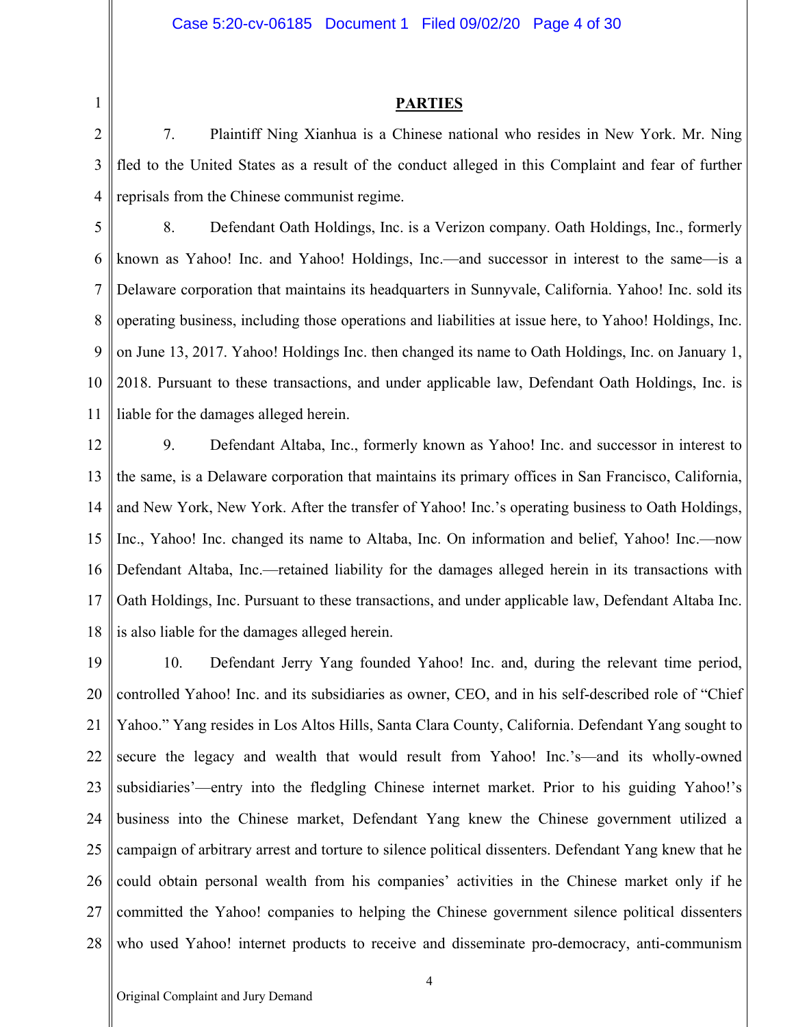## PARTIES

7. Plaintiff Ning Xianhua is a Chinese national who resides in New York. Mr. Ning fled to the United States as a result of the conduct alleged in this Complaint and fear of further reprisals from the Chinese communist regime.

8. Defendant Oath Holdings, Inc. is a Verizon company. Oath Holdings, Inc., formerly known as Yahoo! Inc. and Yahoo! Holdings, Inc.—and successor in interest to the same—is a Delaware corporation that maintains its headquarters in Sunnyvale, California. Yahoo! Inc. sold its operating business, including those operations and liabilities at issue here, to Yahoo! Holdings, Inc. on June 13, 2017. Yahoo! Holdings Inc. then changed its name to Oath Holdings, Inc. on January 1, 2018. Pursuant to these transactions, and under applicable law, Defendant Oath Holdings, Inc. is liable for the damages alleged herein.

9. Defendant Altaba, Inc., formerly known as Yahoo! Inc. and successor in interest to the same, is a Delaware corporation that maintains its primary offices in San Francisco, California, and New York, New York. After the transfer of Yahoo! Inc.'s operating business to Oath Holdings, Inc., Yahoo! Inc. changed its name to Altaba, Inc. On information and belief, Yahoo! Inc.—now Defendant Altaba, Inc.—retained liability for the damages alleged herein in its transactions with Oath Holdings, Inc. Pursuant to these transactions, and under applicable law, Defendant Altaba Inc. is also liable for the damages alleged herein.

10. Defendant Jerry Yang founded Yahoo! Inc. and, during the relevant time period, controlled Yahoo! Inc. and its subsidiaries as owner, CEO, and in his self-described role of "Chief Yahoo." Yang resides in Los Altos Hills, Santa Clara County, California. Defendant Yang sought to secure the legacy and wealth that would result from Yahoo! Inc.'s—and its wholly-owned subsidiaries'—entry into the fledgling Chinese internet market. Prior to his guiding Yahoo!'s business into the Chinese market, Defendant Yang knew the Chinese government utilized a campaign of arbitrary arrest and torture to silence political dissenters. Defendant Yang knew that he could obtain personal wealth from his companies' activities in the Chinese market only if he committed the Yahoo! companies to helping the Chinese government silence political dissenters who used Yahoo! internet products to receive and disseminate pro-democracy, anti-communism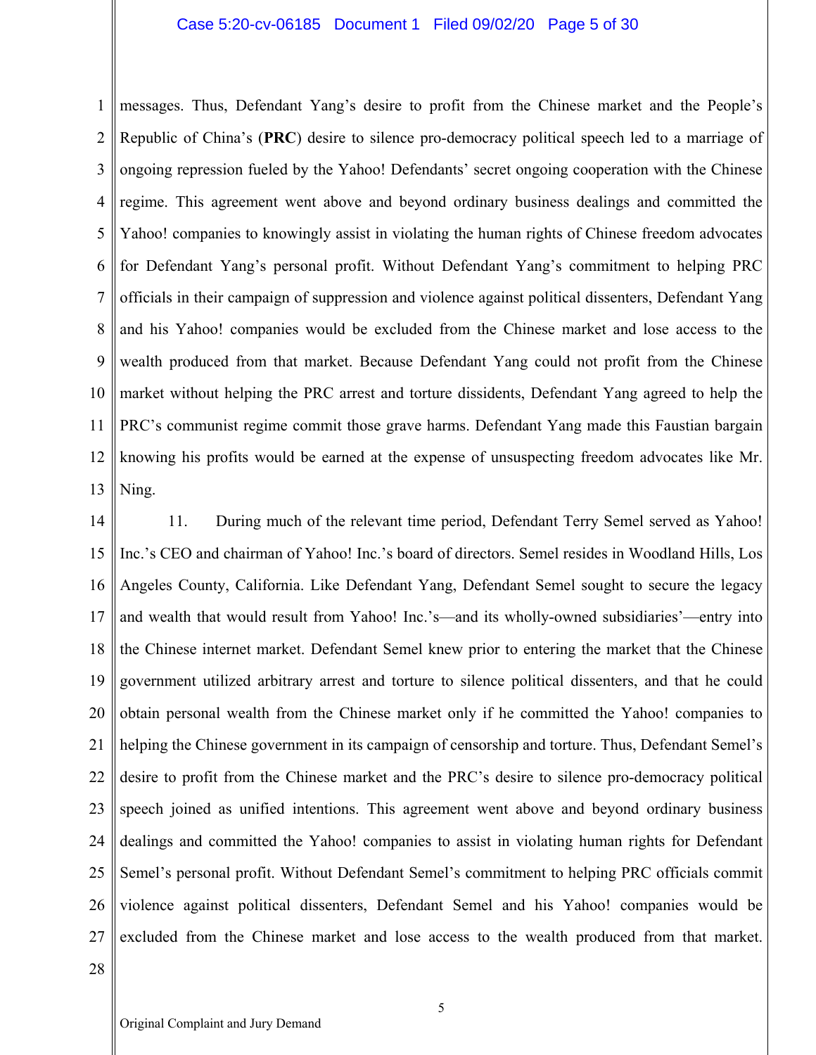messages. Thus, Defendant Yang's desire to profit from the Chinese market and the People's Republic of China's (**PRC**) desire to silence pro-democracy political speech led to a marriage of ongoing repression fueled by the Yahoo! Defendants' secret ongoing cooperation with the Chinese regime. This agreement went above and beyond ordinary business dealings and committed the Yahoo! companies to knowingly assist in violating the human rights of Chinese freedom advocates for Defendant Yang's personal profit. Without Defendant Yang's commitment to helping PRC officials in their campaign of suppression and violence against political dissenters, Defendant Yang and his Yahoo! companies would be excluded from the Chinese market and lose access to the wealth produced from that market. Because Defendant Yang could not profit from the Chinese market without helping the PRC arrest and torture dissidents, Defendant Yang agreed to help the PRC's communist regime commit those grave harms. Defendant Yang made this Faustian bargain knowing his profits would be earned at the expense of unsuspecting freedom advocates like Mr. Ning.

11. During much of the relevant time period, Defendant Terry Semel served as Yahoo! Inc.'s CEO and chairman of Yahoo! Inc.'s board of directors. Semel resides in Woodland Hills, Los Angeles County, California. Like Defendant Yang, Defendant Semel sought to secure the legacy and wealth that would result from Yahoo! Inc.'s—and its wholly-owned subsidiaries'—entry into the Chinese internet market. Defendant Semel knew prior to entering the market that the Chinese government utilized arbitrary arrest and torture to silence political dissenters, and that he could obtain personal wealth from the Chinese market only if he committed the Yahoo! companies to helping the Chinese government in its campaign of censorship and torture. Thus, Defendant Semel's desire to profit from the Chinese market and the PRC's desire to silence pro-democracy political speech joined as unified intentions. This agreement went above and beyond ordinary business dealings and committed the Yahoo! companies to assist in violating human rights for Defendant Semel's personal profit. Without Defendant Semel's commitment to helping PRC officials commit violence against political dissenters, Defendant Semel and his Yahoo! companies would be excluded from the Chinese market and lose access to the wealth produced from that market.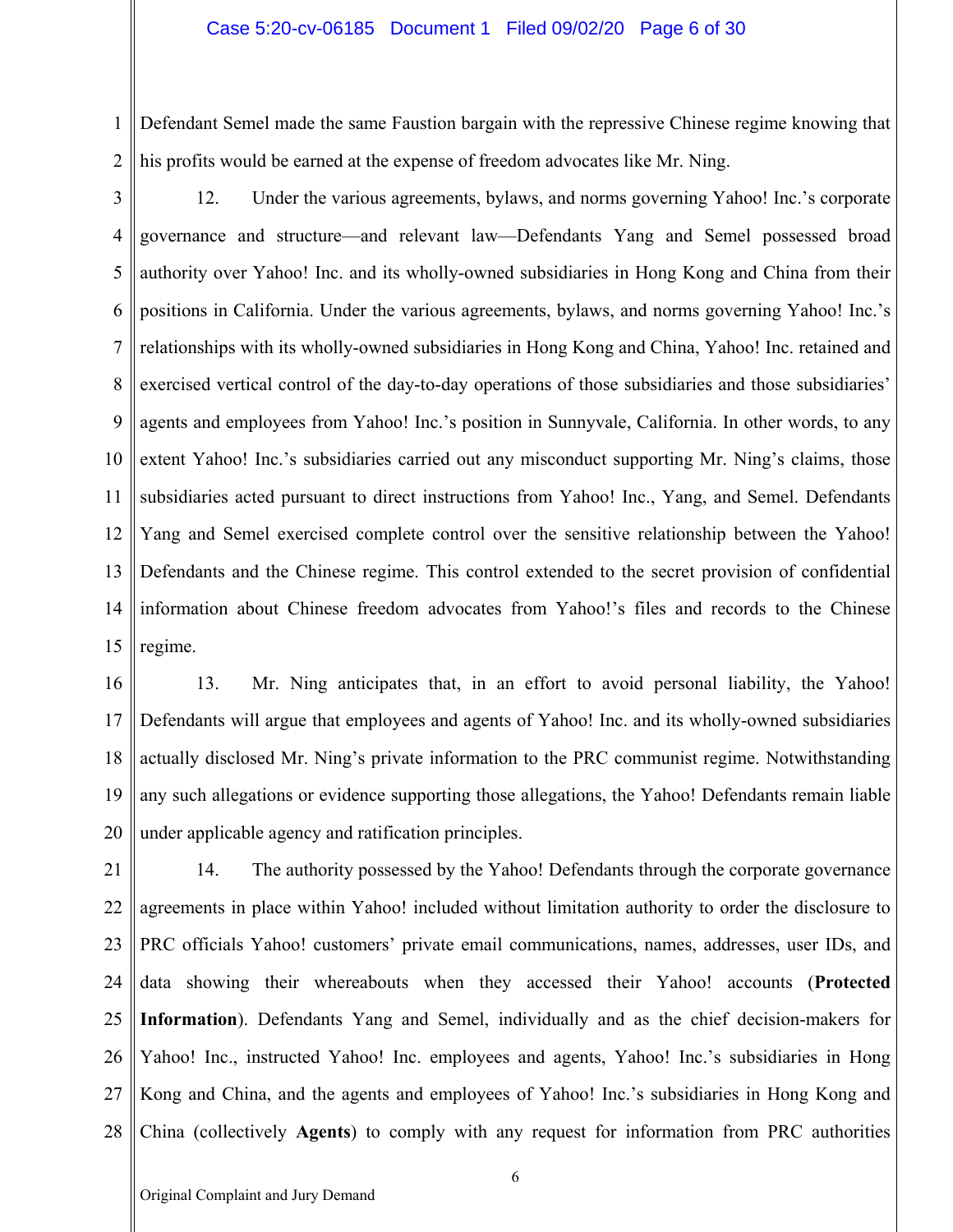Defendant Semel made the same Faustion bargain with the repressive Chinese regime knowing that his profits would be earned at the expense of freedom advocates like Mr. Ning.

12. Under the various agreements, bylaws, and norms governing Yahoo! Inc.'s corporate governance and structure—and relevant law—Defendants Yang and Semel possessed broad authority over Yahoo! Inc. and its wholly-owned subsidiaries in Hong Kong and China from their positions in California. Under the various agreements, bylaws, and norms governing Yahoo! Inc.'s relationships with its wholly-owned subsidiaries in Hong Kong and China, Yahoo! Inc. retained and exercised vertical control of the day-to-day operations of those subsidiaries and those subsidiaries' agents and employees from Yahoo! Inc.'s position in Sunnyvale, California. In other words, to any extent Yahoo! Inc.'s subsidiaries carried out any misconduct supporting Mr. Ning's claims, those subsidiaries acted pursuant to direct instructions from Yahoo! Inc., Yang, and Semel. Defendants Yang and Semel exercised complete control over the sensitive relationship between the Yahoo! Defendants and the Chinese regime. This control extended to the secret provision of confidential information about Chinese freedom advocates from Yahoo!'s files and records to the Chinese regime.

13. Mr. Ning anticipates that, in an effort to avoid personal liability, the Yahoo! Defendants will argue that employees and agents of Yahoo! Inc. and its wholly-owned subsidiaries actually disclosed Mr. Ning's private information to the PRC communist regime. Notwithstanding any such allegations or evidence supporting those allegations, the Yahoo! Defendants remain liable under applicable agency and ratification principles.

14. The authority possessed by the Yahoo! Defendants through the corporate governance agreements in place within Yahoo! included without limitation authority to order the disclosure to PRC officials Yahoo! customers' private email communications, names, addresses, user IDs, and data showing their whereabouts when they accessed their Yahoo! accounts (**Protected Information**). Defendants Yang and Semel, individually and as the chief decision-makers for Yahoo! Inc., instructed Yahoo! Inc. employees and agents, Yahoo! Inc.'s subsidiaries in Hong Kong and China, and the agents and employees of Yahoo! Inc.'s subsidiaries in Hong Kong and China (collectively **Agents**) to comply with any request for information from PRC authorities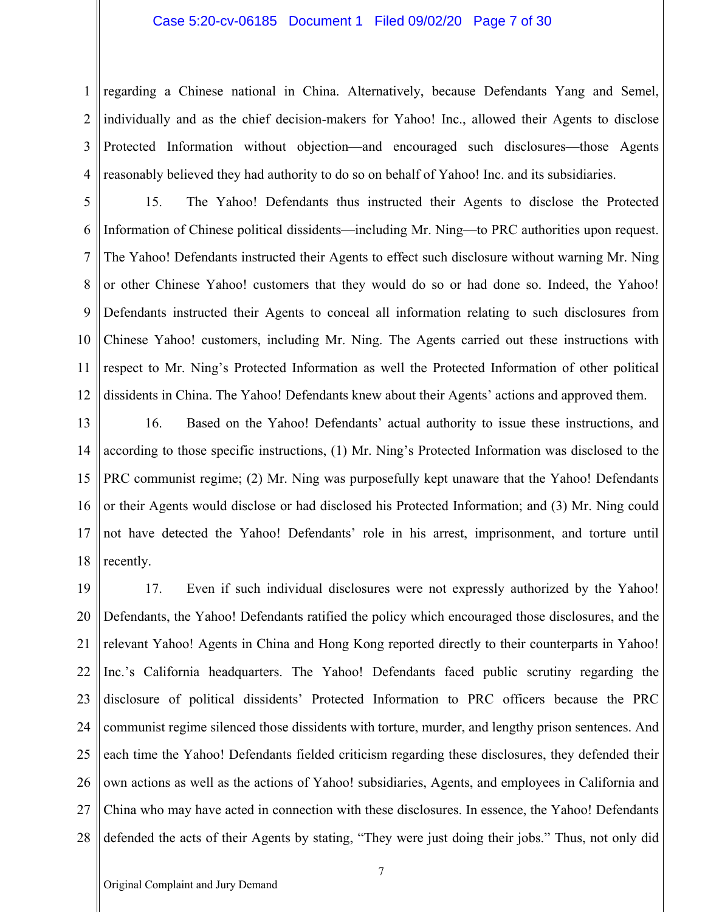regarding a Chinese national in China. Alternatively, because Defendants Yang and Semel, individually and as the chief decision-makers for Yahoo! Inc., allowed their Agents to disclose Protected Information without objection—and encouraged such disclosures—those Agents reasonably believed they had authority to do so on behalf of Yahoo! Inc. and its subsidiaries.

15. The Yahoo! Defendants thus instructed their Agents to disclose the Protected Information of Chinese political dissidents—including Mr. Ning—to PRC authorities upon request. The Yahoo! Defendants instructed their Agents to effect such disclosure without warning Mr. Ning or other Chinese Yahoo! customers that they would do so or had done so. Indeed, the Yahoo! Defendants instructed their Agents to conceal all information relating to such disclosures from Chinese Yahoo! customers, including Mr. Ning. The Agents carried out these instructions with respect to Mr. Ning's Protected Information as well the Protected Information of other political dissidents in China. The Yahoo! Defendants knew about their Agents' actions and approved them.

16. Based on the Yahoo! Defendants' actual authority to issue these instructions, and according to those specific instructions, (1) Mr. Ning's Protected Information was disclosed to the PRC communist regime; (2) Mr. Ning was purposefully kept unaware that the Yahoo! Defendants or their Agents would disclose or had disclosed his Protected Information; and (3) Mr. Ning could not have detected the Yahoo! Defendants' role in his arrest, imprisonment, and torture until recently.

17. Even if such individual disclosures were not expressly authorized by the Yahoo! Defendants, the Yahoo! Defendants ratified the policy which encouraged those disclosures, and the relevant Yahoo! Agents in China and Hong Kong reported directly to their counterparts in Yahoo! Inc.'s California headquarters. The Yahoo! Defendants faced public scrutiny regarding the disclosure of political dissidents' Protected Information to PRC officers because the PRC communist regime silenced those dissidents with torture, murder, and lengthy prison sentences. And each time the Yahoo! Defendants fielded criticism regarding these disclosures, they defended their own actions as well as the actions of Yahoo! subsidiaries, Agents, and employees in California and China who may have acted in connection with these disclosures. In essence, the Yahoo! Defendants defended the acts of their Agents by stating, "They were just doing their jobs." Thus, not only did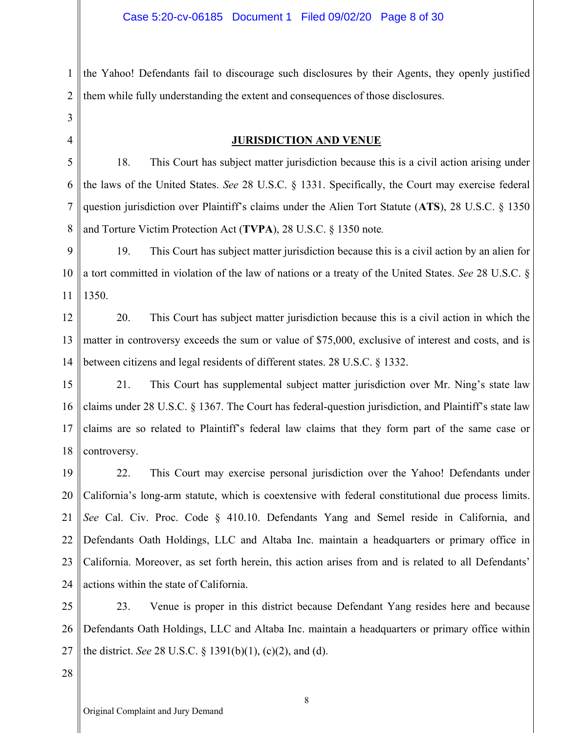the Yahoo! Defendants fail to discourage such disclosures by their Agents, they openly justified them while fully understanding the extent and consequences of those disclosures.

## JURISDICTION AND VENUE

18. This Court has subject matter jurisdiction because this is a civil action arising under the laws of the United States. *See* 28 U.S.C. § 1331. Specifically, the Court may exercise federal question jurisdiction over Plaintiff's claims under the Alien Tort Statute (**ATS**), 28 U.S.C. § 1350 and Torture Victim Protection Act (**TVPA**), 28 U.S.C. § 1350 note.

19. This Court has subject matter jurisdiction because this is a civil action by an alien for a tort committed in violation of the law of nations or a treaty of the United States. *See* 28 U.S.C. § 1350.

20. This Court has subject matter jurisdiction because this is a civil action in which the matter in controversy exceeds the sum or value of $75,000, exclusive of interest and costs, and is between citizens and legal residents of different states. 28 U.S.C. § 1332.

21. This Court has supplemental subject matter jurisdiction over Mr. Ning's state law claims under 28 U.S.C. § 1367. The Court has federal-question jurisdiction, and Plaintiff's state law claims are so related to Plaintiff's federal law claims that they form part of the same case or controversy.

22. This Court may exercise personal jurisdiction over the Yahoo! Defendants under California's long-arm statute, which is coextensive with federal constitutional due process limits. *See* Cal. Civ. Proc. Code § 410.10. Defendants Yang and Semel reside in California, and Defendants Oath Holdings, LLC and Altaba Inc. maintain a headquarters or primary office in California. Moreover, as set forth herein, this action arises from and is related to all Defendants' actions within the state of California.

23. Venue is proper in this district because Defendant Yang resides here and because Defendants Oath Holdings, LLC and Altaba Inc. maintain a headquarters or primary office within the district. *See* 28 U.S.C. § 1391(b)(1), (c)(2), and (d).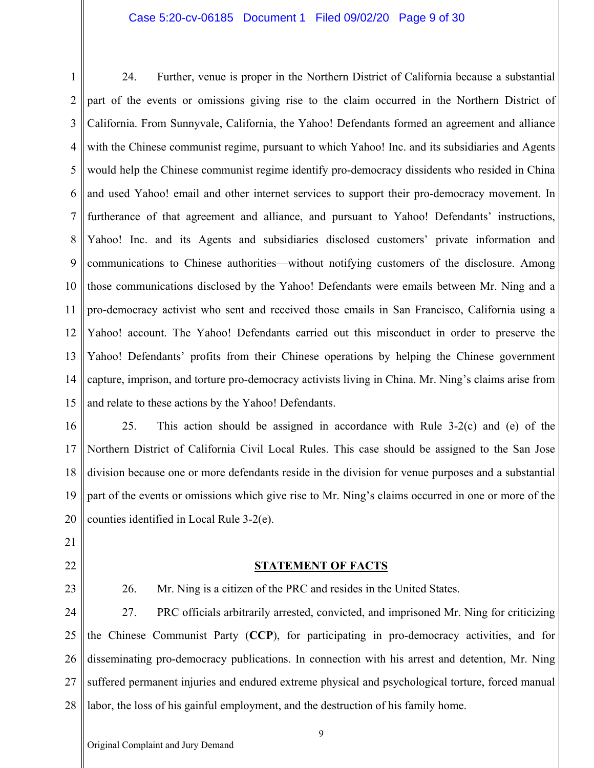24. Further, venue is proper in the Northern District of California because a substantial part of the events or omissions giving rise to the claim occurred in the Northern District of California. From Sunnyvale, California, the Yahoo! Defendants formed an agreement and alliance with the Chinese communist regime, pursuant to which Yahoo! Inc. and its subsidiaries and Agents would help the Chinese communist regime identify pro-democracy dissidents who resided in China and used Yahoo! email and other internet services to support their pro-democracy movement. In furtherance of that agreement and alliance, and pursuant to Yahoo! Defendants' instructions, Yahoo! Inc. and its Agents and subsidiaries disclosed customers' private information and communications to Chinese authorities—without notifying customers of the disclosure. Among those communications disclosed by the Yahoo! Defendants were emails between Mr. Ning and a pro-democracy activist who sent and received those emails in San Francisco, California using a Yahoo! account. The Yahoo! Defendants carried out this misconduct in order to preserve the Yahoo! Defendants' profits from their Chinese operations by helping the Chinese government capture, imprison, and torture pro-democracy activists living in China. Mr. Ning's claims arise from and relate to these actions by the Yahoo! Defendants.

25. This action should be assigned in accordance with Rule 3-2(c) and (e) of the Northern District of California Civil Local Rules. This case should be assigned to the San Jose division because one or more defendants reside in the division for venue purposes and a substantial part of the events or omissions which give rise to Mr. Ning's claims occurred in one or more of the counties identified in Local Rule 3-2(e).

## STATEMENT OF FACTS

26. Mr. Ning is a citizen of the PRC and resides in the United States.

27. PRC officials arbitrarily arrested, convicted, and imprisoned Mr. Ning for criticizing the Chinese Communist Party (**CCP**), for participating in pro-democracy activities, and for disseminating pro-democracy publications. In connection with his arrest and detention, Mr. Ning suffered permanent injuries and endured extreme physical and psychological torture, forced manual labor, the loss of his gainful employment, and the destruction of his family home.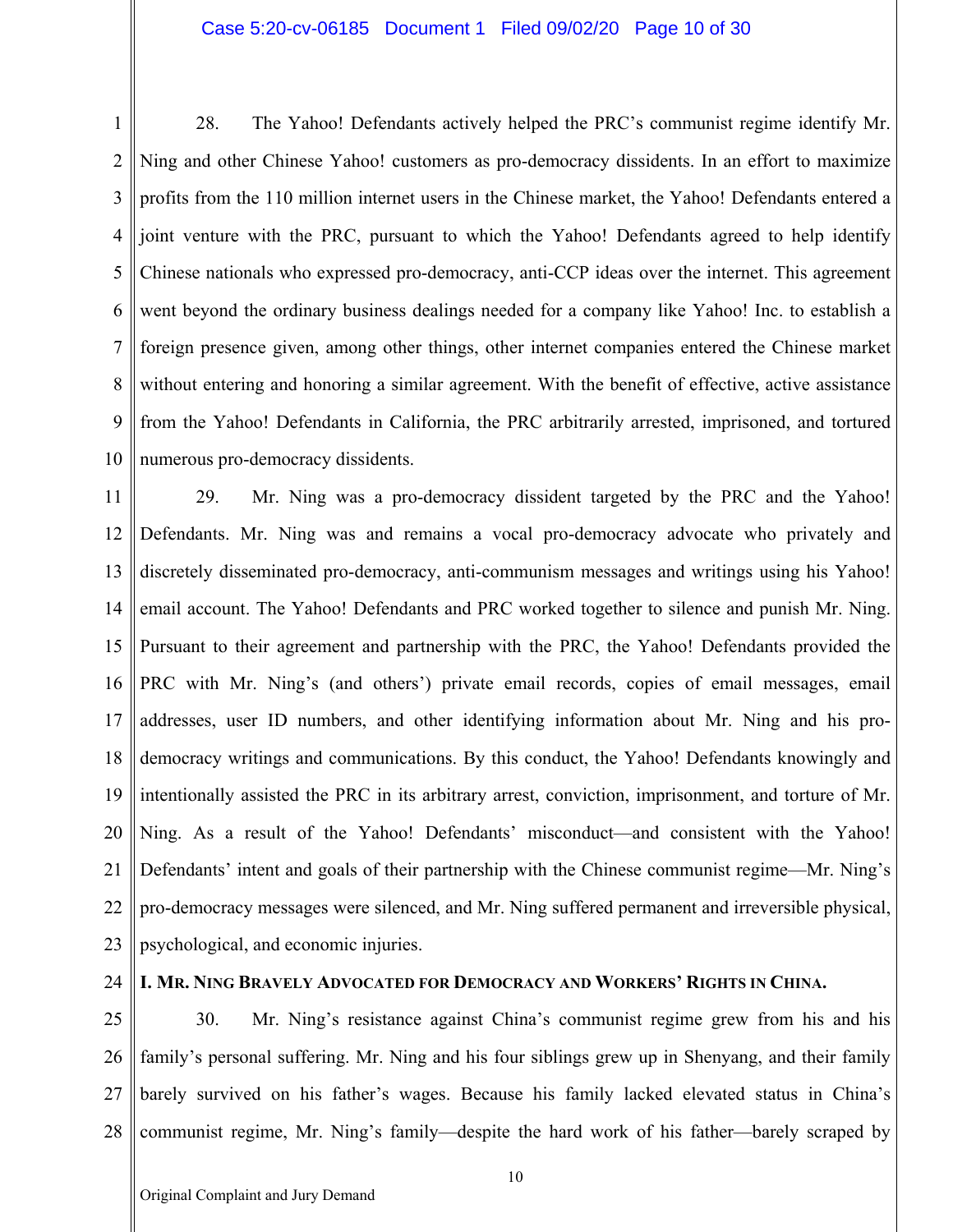28. The Yahoo! Defendants actively helped the PRC's communist regime identify Mr. Ning and other Chinese Yahoo! customers as pro-democracy dissidents. In an effort to maximize profits from the 110 million internet users in the Chinese market, the Yahoo! Defendants entered a joint venture with the PRC, pursuant to which the Yahoo! Defendants agreed to help identify Chinese nationals who expressed pro-democracy, anti-CCP ideas over the internet. This agreement went beyond the ordinary business dealings needed for a company like Yahoo! Inc. to establish a foreign presence given, among other things, other internet companies entered the Chinese market without entering and honoring a similar agreement. With the benefit of effective, active assistance from the Yahoo! Defendants in California, the PRC arbitrarily arrested, imprisoned, and tortured numerous pro-democracy dissidents.

29. Mr. Ning was a pro-democracy dissident targeted by the PRC and the Yahoo! Defendants. Mr. Ning was and remains a vocal pro-democracy advocate who privately and discretely disseminated pro-democracy, anti-communism messages and writings using his Yahoo! email account. The Yahoo! Defendants and PRC worked together to silence and punish Mr. Ning. Pursuant to their agreement and partnership with the PRC, the Yahoo! Defendants provided the PRC with Mr. Ning's (and others') private email records, copies of email messages, email addresses, user ID numbers, and other identifying information about Mr. Ning and his pro-democracy writings and communications. By this conduct, the Yahoo! Defendants knowingly and intentionally assisted the PRC in its arbitrary arrest, conviction, imprisonment, and torture of Mr. Ning. As a result of the Yahoo! Defendants' misconduct—and consistent with the Yahoo! Defendants' intent and goals of their partnership with the Chinese communist regime—Mr. Ning's pro-democracy messages were silenced, and Mr. Ning suffered permanent and irreversible physical, psychological, and economic injuries.

## I. MR. NING BRAVELY ADVOCATED FOR DEMOCRACY AND WORKERS' RIGHTS IN CHINA.

30. Mr. Ning's resistance against China's communist regime grew from his and his family's personal suffering. Mr. Ning and his four siblings grew up in Shenyang, and their family barely survived on his father's wages. Because his family lacked elevated status in China's communist regime, Mr. Ning's family—despite the hard work of his father—barely scraped by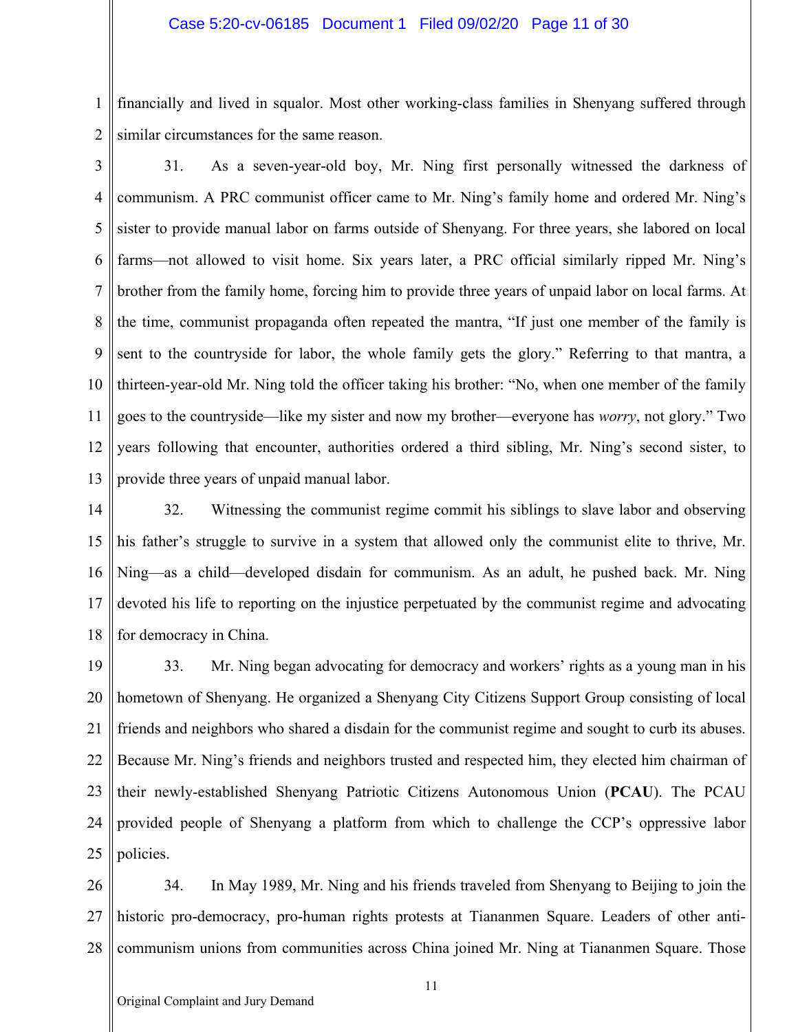financially and lived in squalor. Most other working-class families in Shenyang suffered through similar circumstances for the same reason.

31. As a seven-year-old boy, Mr. Ning first personally witnessed the darkness of communism. A PRC communist officer came to Mr. Ning's family home and ordered Mr. Ning's sister to provide manual labor on farms outside of Shenyang. For three years, she labored on local farms—not allowed to visit home. Six years later, a PRC official similarly ripped Mr. Ning's brother from the family home, forcing him to provide three years of unpaid labor on local farms. At the time, communist propaganda often repeated the mantra, "If just one member of the family is sent to the countryside for labor, the whole family gets the glory." Referring to that mantra, a thirteen-year-old Mr. Ning told the officer taking his brother: "No, when one member of the family goes to the countryside—like my sister and now my brother—everyone has *worry*, not glory." Two years following that encounter, authorities ordered a third sibling, Mr. Ning's second sister, to provide three years of unpaid manual labor.

32. Witnessing the communist regime commit his siblings to slave labor and observing his father's struggle to survive in a system that allowed only the communist elite to thrive, Mr. Ning—as a child—developed disdain for communism. As an adult, he pushed back. Mr. Ning devoted his life to reporting on the injustice perpetuated by the communist regime and advocating for democracy in China.

33. Mr. Ning began advocating for democracy and workers' rights as a young man in his hometown of Shenyang. He organized a Shenyang City Citizens Support Group consisting of local friends and neighbors who shared a disdain for the communist regime and sought to curb its abuses. Because Mr. Ning's friends and neighbors trusted and respected him, they elected him chairman of their newly-established Shenyang Patriotic Citizens Autonomous Union (**PCAU**). The PCAU provided people of Shenyang a platform from which to challenge the CCP's oppressive labor policies.

34. In May 1989, Mr. Ning and his friends traveled from Shenyang to Beijing to join the historic pro-democracy, pro-human rights protests at Tiananmen Square. Leaders of other anti-communism unions from communities across China joined Mr. Ning at Tiananmen Square. Those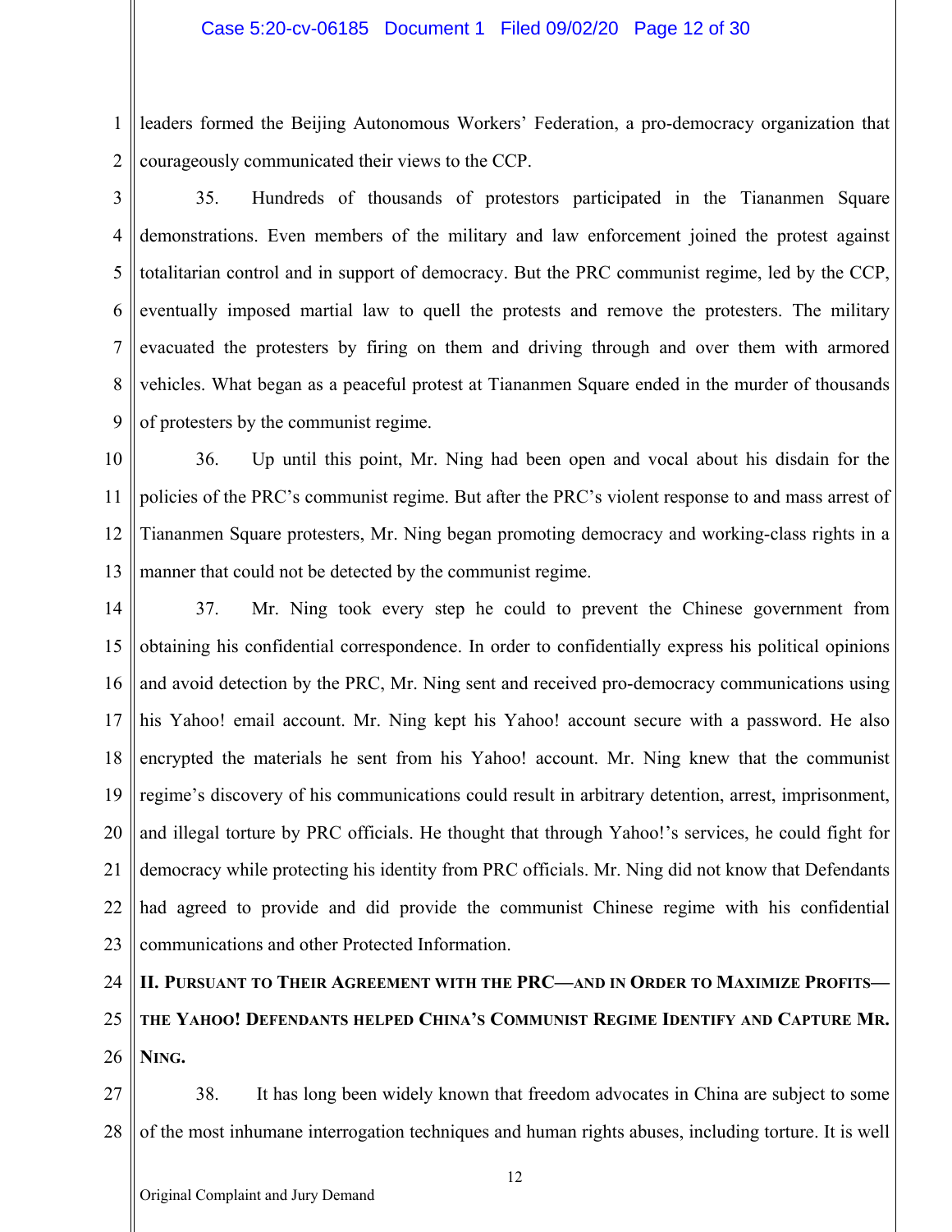leaders formed the Beijing Autonomous Workers' Federation, a pro-democracy organization that courageously communicated their views to the CCP.

35. Hundreds of thousands of protestors participated in the Tiananmen Square demonstrations. Even members of the military and law enforcement joined the protest against totalitarian control and in support of democracy. But the PRC communist regime, led by the CCP, eventually imposed martial law to quell the protests and remove the protesters. The military evacuated the protesters by firing on them and driving through and over them with armored vehicles. What began as a peaceful protest at Tiananmen Square ended in the murder of thousands of protesters by the communist regime.

36. Up until this point, Mr. Ning had been open and vocal about his disdain for the policies of the PRC's communist regime. But after the PRC's violent response to and mass arrest of Tiananmen Square protesters, Mr. Ning began promoting democracy and working-class rights in a manner that could not be detected by the communist regime.

37. Mr. Ning took every step he could to prevent the Chinese government from obtaining his confidential correspondence. In order to confidentially express his political opinions and avoid detection by the PRC, Mr. Ning sent and received pro-democracy communications using his Yahoo! email account. Mr. Ning kept his Yahoo! account secure with a password. He also encrypted the materials he sent from his Yahoo! account. Mr. Ning knew that the communist regime's discovery of his communications could result in arbitrary detention, arrest, imprisonment, and illegal torture by PRC officials. He thought that through Yahoo!'s services, he could fight for democracy while protecting his identity from PRC officials. Mr. Ning did not know that Defendants had agreed to provide and did provide the communist Chinese regime with his confidential communications and other Protected Information.

## II. Pursuant to Their Agreement with the PRC—and in Order to Maximize Profits—the Yahoo! Defendants helped China's Communist Regime Identify and Capture Mr. Ning.

38. It has long been widely known that freedom advocates in China are subject to some of the most inhumane interrogation techniques and human rights abuses, including torture. It is well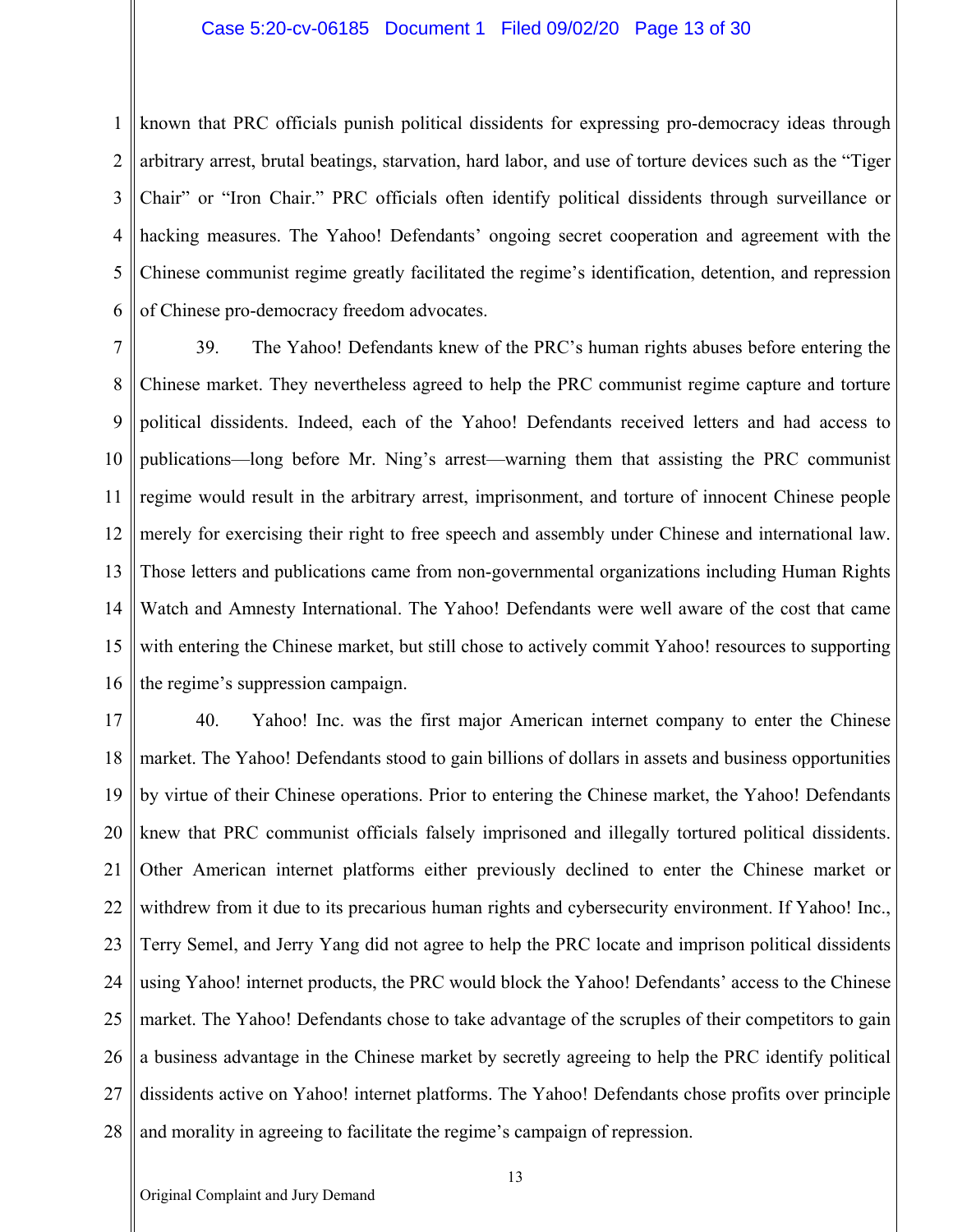known that PRC officials punish political dissidents for expressing pro-democracy ideas through arbitrary arrest, brutal beatings, starvation, hard labor, and use of torture devices such as the "Tiger Chair" or "Iron Chair." PRC officials often identify political dissidents through surveillance or hacking measures. The Yahoo! Defendants' ongoing secret cooperation and agreement with the Chinese communist regime greatly facilitated the regime's identification, detention, and repression of Chinese pro-democracy freedom advocates.

39. The Yahoo! Defendants knew of the PRC's human rights abuses before entering the Chinese market. They nevertheless agreed to help the PRC communist regime capture and torture political dissidents. Indeed, each of the Yahoo! Defendants received letters and had access to publications—long before Mr. Ning's arrest—warning them that assisting the PRC communist regime would result in the arbitrary arrest, imprisonment, and torture of innocent Chinese people merely for exercising their right to free speech and assembly under Chinese and international law. Those letters and publications came from non-governmental organizations including Human Rights Watch and Amnesty International. The Yahoo! Defendants were well aware of the cost that came with entering the Chinese market, but still chose to actively commit Yahoo! resources to supporting the regime's suppression campaign.

40. Yahoo! Inc. was the first major American internet company to enter the Chinese market. The Yahoo! Defendants stood to gain billions of dollars in assets and business opportunities by virtue of their Chinese operations. Prior to entering the Chinese market, the Yahoo! Defendants knew that PRC communist officials falsely imprisoned and illegally tortured political dissidents. Other American internet platforms either previously declined to enter the Chinese market or withdrew from it due to its precarious human rights and cybersecurity environment. If Yahoo! Inc., Terry Semel, and Jerry Yang did not agree to help the PRC locate and imprison political dissidents using Yahoo! internet products, the PRC would block the Yahoo! Defendants' access to the Chinese market. The Yahoo! Defendants chose to take advantage of the scruples of their competitors to gain a business advantage in the Chinese market by secretly agreeing to help the PRC identify political dissidents active on Yahoo! internet platforms. The Yahoo! Defendants chose profits over principle and morality in agreeing to facilitate the regime's campaign of repression.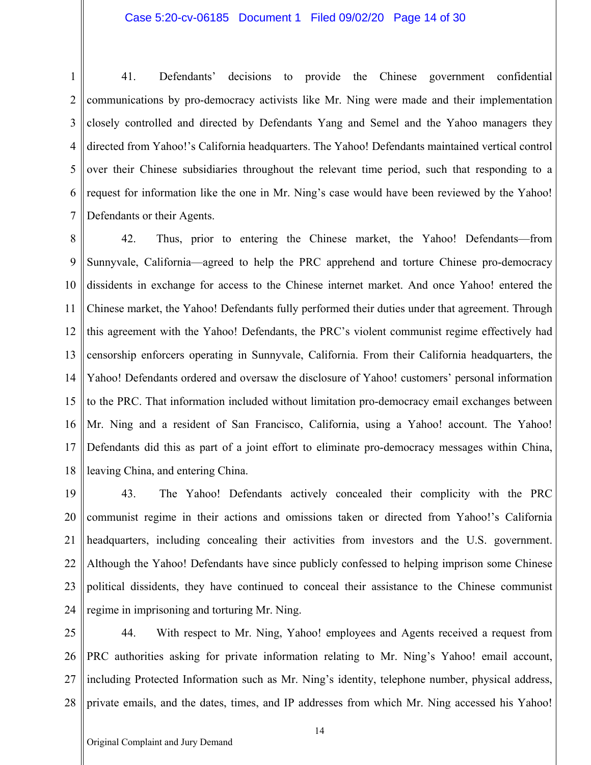41. Defendants' decisions to provide the Chinese government confidential communications by pro-democracy activists like Mr. Ning were made and their implementation closely controlled and directed by Defendants Yang and Semel and the Yahoo managers they directed from Yahoo!'s California headquarters. The Yahoo! Defendants maintained vertical control over their Chinese subsidiaries throughout the relevant time period, such that responding to a request for information like the one in Mr. Ning's case would have been reviewed by the Yahoo! Defendants or their Agents.

42. Thus, prior to entering the Chinese market, the Yahoo! Defendants—from Sunnyvale, California—agreed to help the PRC apprehend and torture Chinese pro-democracy dissidents in exchange for access to the Chinese internet market. And once Yahoo! entered the Chinese market, the Yahoo! Defendants fully performed their duties under that agreement. Through this agreement with the Yahoo! Defendants, the PRC's violent communist regime effectively had censorship enforcers operating in Sunnyvale, California. From their California headquarters, the Yahoo! Defendants ordered and oversaw the disclosure of Yahoo! customers' personal information to the PRC. That information included without limitation pro-democracy email exchanges between Mr. Ning and a resident of San Francisco, California, using a Yahoo! account. The Yahoo! Defendants did this as part of a joint effort to eliminate pro-democracy messages within China, leaving China, and entering China.

43. The Yahoo! Defendants actively concealed their complicity with the PRC communist regime in their actions and omissions taken or directed from Yahoo!'s California headquarters, including concealing their activities from investors and the U.S. government. Although the Yahoo! Defendants have since publicly confessed to helping imprison some Chinese political dissidents, they have continued to conceal their assistance to the Chinese communist regime in imprisoning and torturing Mr. Ning.

44. With respect to Mr. Ning, Yahoo! employees and Agents received a request from PRC authorities asking for private information relating to Mr. Ning's Yahoo! email account, including Protected Information such as Mr. Ning's identity, telephone number, physical address, private emails, and the dates, times, and IP addresses from which Mr. Ning accessed his Yahoo!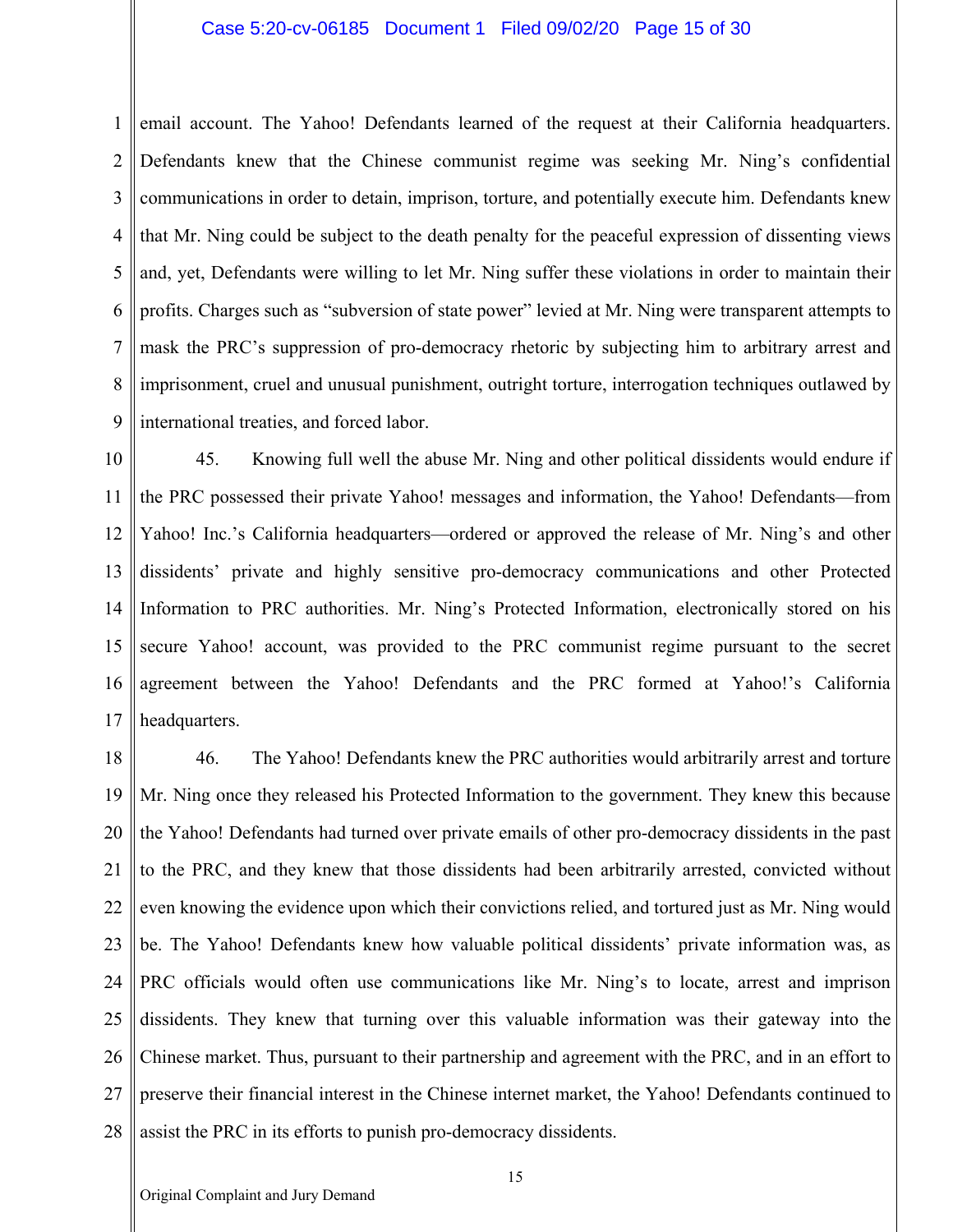email account. The Yahoo! Defendants learned of the request at their California headquarters. Defendants knew that the Chinese communist regime was seeking Mr. Ning's confidential communications in order to detain, imprison, torture, and potentially execute him. Defendants knew that Mr. Ning could be subject to the death penalty for the peaceful expression of dissenting views and, yet, Defendants were willing to let Mr. Ning suffer these violations in order to maintain their profits. Charges such as "subversion of state power" levied at Mr. Ning were transparent attempts to mask the PRC's suppression of pro-democracy rhetoric by subjecting him to arbitrary arrest and imprisonment, cruel and unusual punishment, outright torture, interrogation techniques outlawed by international treaties, and forced labor.

45. Knowing full well the abuse Mr. Ning and other political dissidents would endure if the PRC possessed their private Yahoo! messages and information, the Yahoo! Defendants—from Yahoo! Inc.'s California headquarters—ordered or approved the release of Mr. Ning's and other dissidents' private and highly sensitive pro-democracy communications and other Protected Information to PRC authorities. Mr. Ning's Protected Information, electronically stored on his secure Yahoo! account, was provided to the PRC communist regime pursuant to the secret agreement between the Yahoo! Defendants and the PRC formed at Yahoo!'s California headquarters.

46. The Yahoo! Defendants knew the PRC authorities would arbitrarily arrest and torture Mr. Ning once they released his Protected Information to the government. They knew this because the Yahoo! Defendants had turned over private emails of other pro-democracy dissidents in the past to the PRC, and they knew that those dissidents had been arbitrarily arrested, convicted without even knowing the evidence upon which their convictions relied, and tortured just as Mr. Ning would be. The Yahoo! Defendants knew how valuable political dissidents' private information was, as PRC officials would often use communications like Mr. Ning's to locate, arrest and imprison dissidents. They knew that turning over this valuable information was their gateway into the Chinese market. Thus, pursuant to their partnership and agreement with the PRC, and in an effort to preserve their financial interest in the Chinese internet market, the Yahoo! Defendants continued to assist the PRC in its efforts to punish pro-democracy dissidents.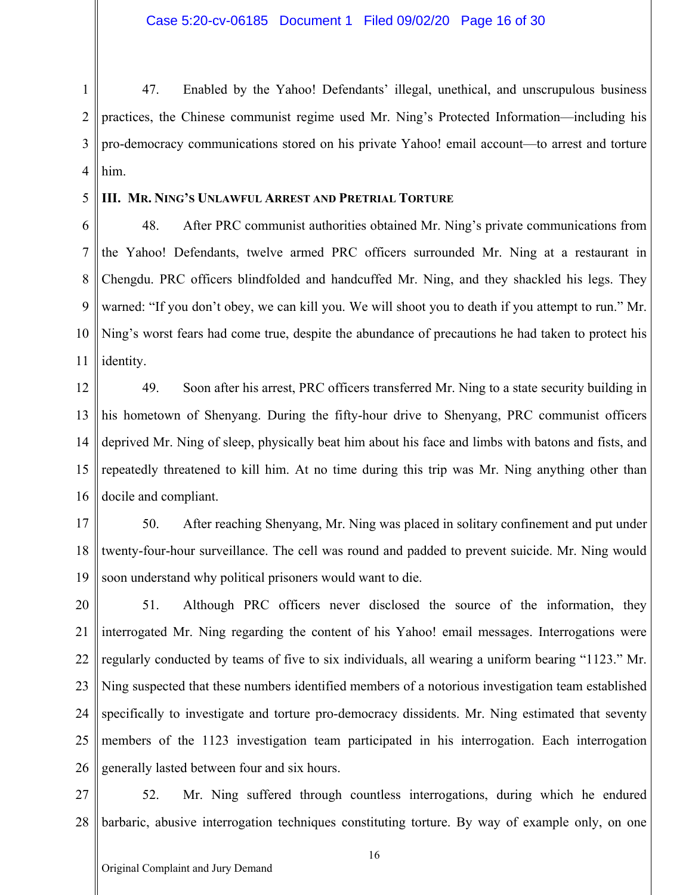47. Enabled by the Yahoo! Defendants' illegal, unethical, and unscrupulous business practices, the Chinese communist regime used Mr. Ning's Protected Information—including his pro-democracy communications stored on his private Yahoo! email account—to arrest and torture him.

### III. Mr. Ning's Unlawful Arrest and Pretrial Torture

48. After PRC communist authorities obtained Mr. Ning's private communications from the Yahoo! Defendants, twelve armed PRC officers surrounded Mr. Ning at a restaurant in Chengdu. PRC officers blindfolded and handcuffed Mr. Ning, and they shackled his legs. They warned: "If you don't obey, we can kill you. We will shoot you to death if you attempt to run." Mr. Ning's worst fears had come true, despite the abundance of precautions he had taken to protect his identity.

49. Soon after his arrest, PRC officers transferred Mr. Ning to a state security building in his hometown of Shenyang. During the fifty-hour drive to Shenyang, PRC communist officers deprived Mr. Ning of sleep, physically beat him about his face and limbs with batons and fists, and repeatedly threatened to kill him. At no time during this trip was Mr. Ning anything other than docile and compliant.

50. After reaching Shenyang, Mr. Ning was placed in solitary confinement and put under twenty-four-hour surveillance. The cell was round and padded to prevent suicide. Mr. Ning would soon understand why political prisoners would want to die.

51. Although PRC officers never disclosed the source of the information, they interrogated Mr. Ning regarding the content of his Yahoo! email messages. Interrogations were regularly conducted by teams of five to six individuals, all wearing a uniform bearing "1123." Mr. Ning suspected that these numbers identified members of a notorious investigation team established specifically to investigate and torture pro-democracy dissidents. Mr. Ning estimated that seventy members of the 1123 investigation team participated in his interrogation. Each interrogation generally lasted between four and six hours.

52. Mr. Ning suffered through countless interrogations, during which he endured barbaric, abusive interrogation techniques constituting torture. By way of example only, on one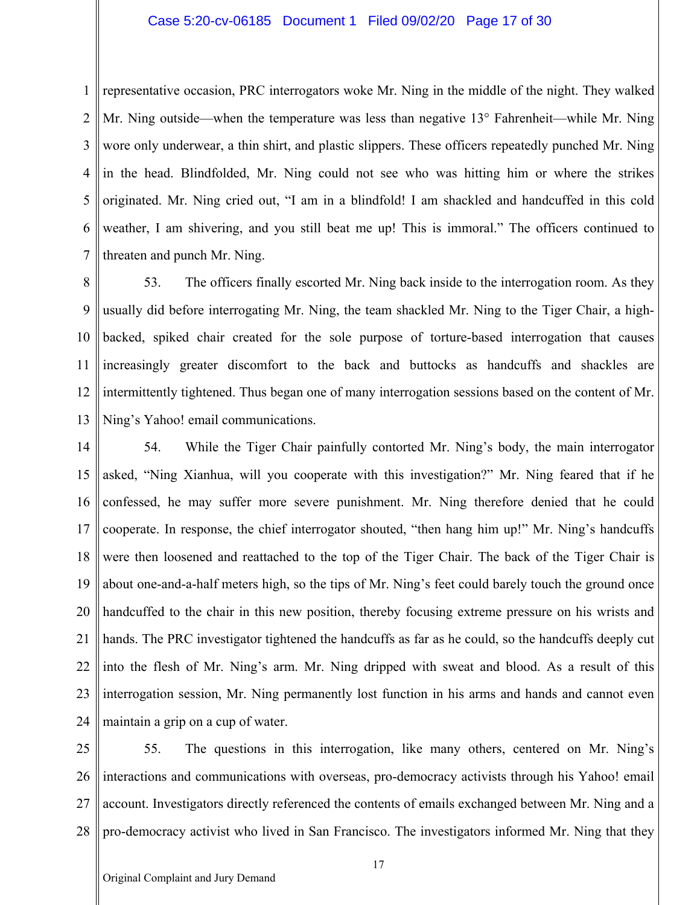representative occasion, PRC interrogators woke Mr. Ning in the middle of the night. They walked Mr. Ning outside—when the temperature was less than negative 13° Fahrenheit—while Mr. Ning wore only underwear, a thin shirt, and plastic slippers. These officers repeatedly punched Mr. Ning in the head. Blindfolded, Mr. Ning could not see who was hitting him or where the strikes originated. Mr. Ning cried out, "I am in a blindfold! I am shackled and handcuffed in this cold weather, I am shivering, and you still beat me up! This is immoral." The officers continued to threaten and punch Mr. Ning.

53. The officers finally escorted Mr. Ning back inside to the interrogation room. As they usually did before interrogating Mr. Ning, the team shackled Mr. Ning to the Tiger Chair, a high-backed, spiked chair created for the sole purpose of torture-based interrogation that causes increasingly greater discomfort to the back and buttocks as handcuffs and shackles are intermittently tightened. Thus began one of many interrogation sessions based on the content of Mr. Ning's Yahoo! email communications.

54. While the Tiger Chair painfully contorted Mr. Ning's body, the main interrogator asked, "Ning Xianhua, will you cooperate with this investigation?" Mr. Ning feared that if he confessed, he may suffer more severe punishment. Mr. Ning therefore denied that he could cooperate. In response, the chief interrogator shouted, "then hang him up!" Mr. Ning's handcuffs were then loosened and reattached to the top of the Tiger Chair. The back of the Tiger Chair is about one-and-a-half meters high, so the tips of Mr. Ning's feet could barely touch the ground once handcuffed to the chair in this new position, thereby focusing extreme pressure on his wrists and hands. The PRC investigator tightened the handcuffs as far as he could, so the handcuffs deeply cut into the flesh of Mr. Ning's arm. Mr. Ning dripped with sweat and blood. As a result of this interrogation session, Mr. Ning permanently lost function in his arms and hands and cannot even maintain a grip on a cup of water.

55. The questions in this interrogation, like many others, centered on Mr. Ning's interactions and communications with overseas, pro-democracy activists through his Yahoo! email account. Investigators directly referenced the contents of emails exchanged between Mr. Ning and a pro-democracy activist who lived in San Francisco. The investigators informed Mr. Ning that they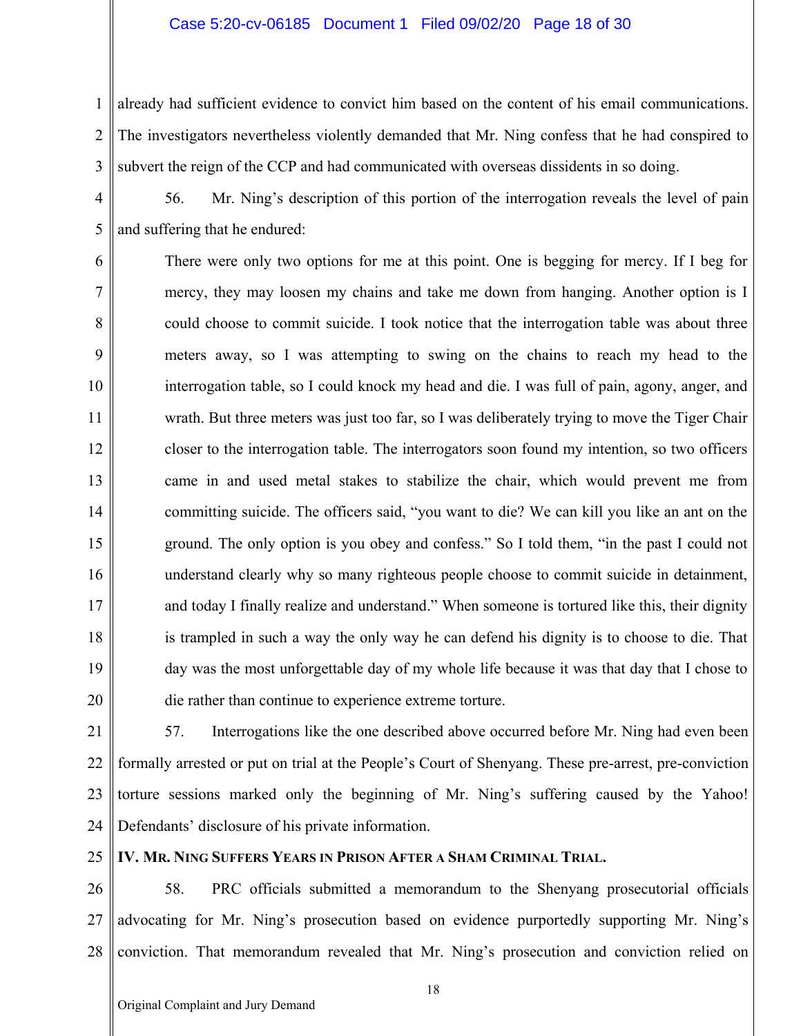already had sufficient evidence to convict him based on the content of his email communications. The investigators nevertheless violently demanded that Mr. Ning confess that he had conspired to subvert the reign of the CCP and had communicated with overseas dissidents in so doing.

56. Mr. Ning's description of this portion of the interrogation reveals the level of pain and suffering that he endured:

> There were only two options for me at this point. One is begging for mercy. If I beg for mercy, they may loosen my chains and take me down from hanging. Another option is I could choose to commit suicide. I took notice that the interrogation table was about three meters away, so I was attempting to swing on the chains to reach my head to the interrogation table, so I could knock my head and die. I was full of pain, agony, anger, and wrath. But three meters was just too far, so I was deliberately trying to move the Tiger Chair closer to the interrogation table. The interrogators soon found my intention, so two officers came in and used metal stakes to stabilize the chair, which would prevent me from committing suicide. The officers said, "you want to die? We can kill you like an ant on the ground. The only option is you obey and confess." So I told them, "in the past I could not understand clearly why so many righteous people choose to commit suicide in detainment, and today I finally realize and understand." When someone is tortured like this, their dignity is trampled in such a way the only way he can defend his dignity is to choose to die. That day was the most unforgettable day of my whole life because it was that day that I chose to die rather than continue to experience extreme torture.

57. Interrogations like the one described above occurred before Mr. Ning had even been formally arrested or put on trial at the People's Court of Shenyang. These pre-arrest, pre-conviction torture sessions marked only the beginning of Mr. Ning's suffering caused by the Yahoo! Defendants' disclosure of his private information.

## IV. Mr. Ning Suffers Years in Prison After a Sham Criminal Trial.

58. PRC officials submitted a memorandum to the Shenyang prosecutorial officials advocating for Mr. Ning's prosecution based on evidence purportedly supporting Mr. Ning's conviction. That memorandum revealed that Mr. Ning's prosecution and conviction relied on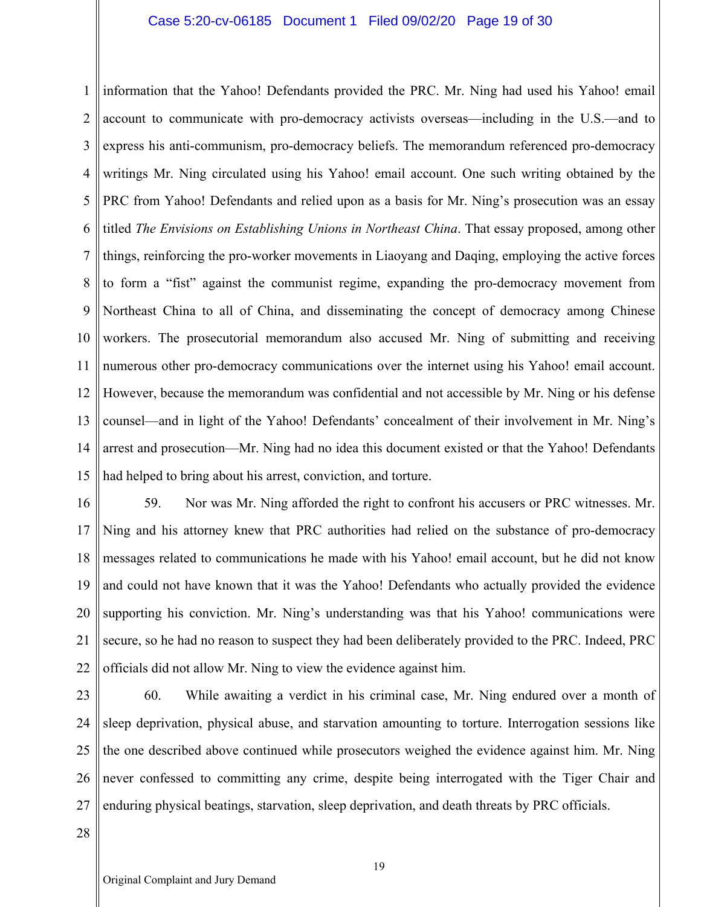information that the Yahoo! Defendants provided the PRC. Mr. Ning had used his Yahoo! email account to communicate with pro-democracy activists overseas—including in the U.S.—and to express his anti-communism, pro-democracy beliefs. The memorandum referenced pro-democracy writings Mr. Ning circulated using his Yahoo! email account. One such writing obtained by the PRC from Yahoo! Defendants and relied upon as a basis for Mr. Ning's prosecution was an essay titled *The Envisions on Establishing Unions in Northeast China*. That essay proposed, among other things, reinforcing the pro-worker movements in Liaoyang and Daqing, employing the active forces to form a "fist" against the communist regime, expanding the pro-democracy movement from Northeast China to all of China, and disseminating the concept of democracy among Chinese workers. The prosecutorial memorandum also accused Mr. Ning of submitting and receiving numerous other pro-democracy communications over the internet using his Yahoo! email account. However, because the memorandum was confidential and not accessible by Mr. Ning or his defense counsel—and in light of the Yahoo! Defendants' concealment of their involvement in Mr. Ning's arrest and prosecution—Mr. Ning had no idea this document existed or that the Yahoo! Defendants had helped to bring about his arrest, conviction, and torture.

59. Nor was Mr. Ning afforded the right to confront his accusers or PRC witnesses. Mr. Ning and his attorney knew that PRC authorities had relied on the substance of pro-democracy messages related to communications he made with his Yahoo! email account, but he did not know and could not have known that it was the Yahoo! Defendants who actually provided the evidence supporting his conviction. Mr. Ning's understanding was that his Yahoo! communications were secure, so he had no reason to suspect they had been deliberately provided to the PRC. Indeed, PRC officials did not allow Mr. Ning to view the evidence against him.

60. While awaiting a verdict in his criminal case, Mr. Ning endured over a month of sleep deprivation, physical abuse, and starvation amounting to torture. Interrogation sessions like the one described above continued while prosecutors weighed the evidence against him. Mr. Ning never confessed to committing any crime, despite being interrogated with the Tiger Chair and enduring physical beatings, starvation, sleep deprivation, and death threats by PRC officials.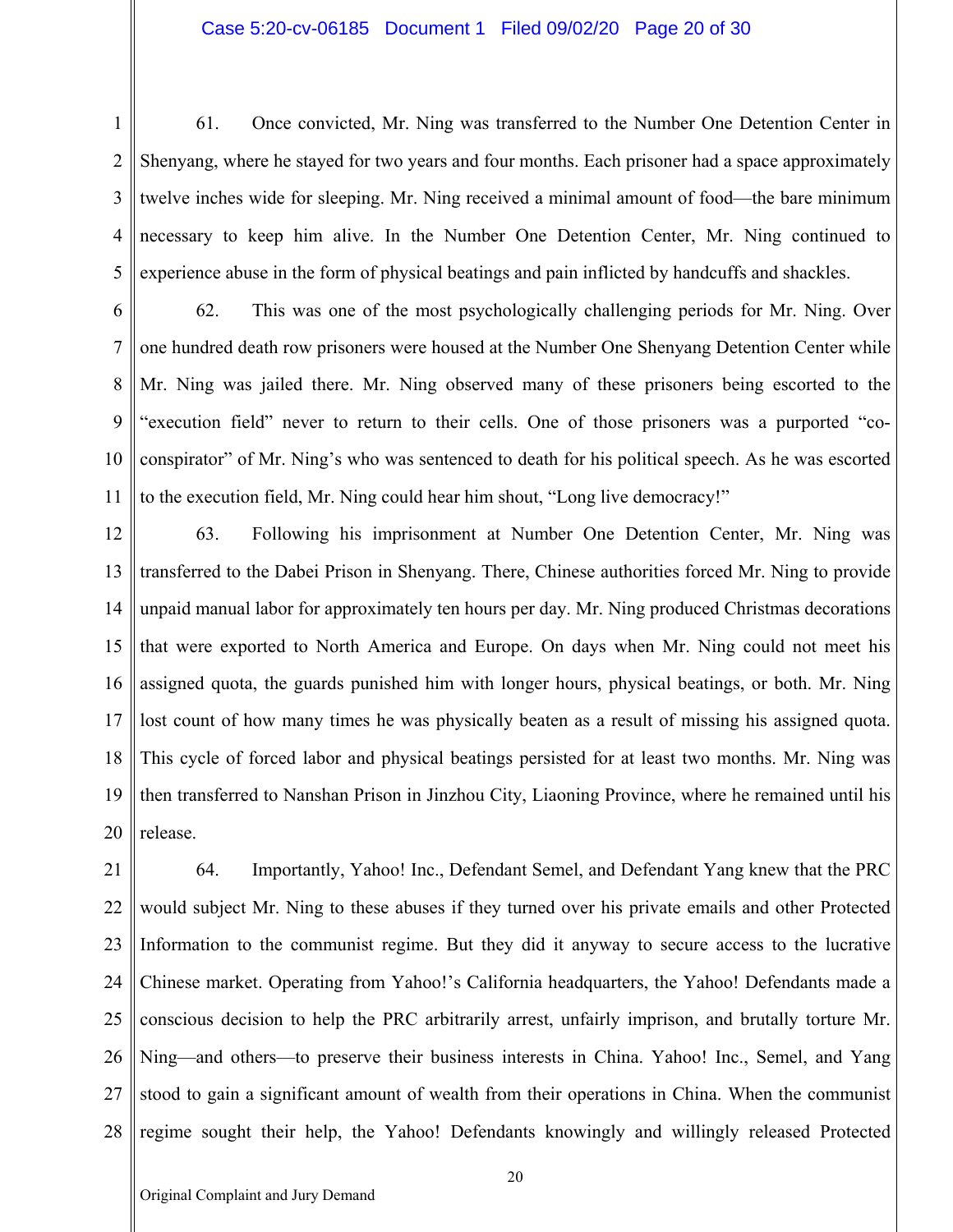61. Once convicted, Mr. Ning was transferred to the Number One Detention Center in Shenyang, where he stayed for two years and four months. Each prisoner had a space approximately twelve inches wide for sleeping. Mr. Ning received a minimal amount of food—the bare minimum necessary to keep him alive. In the Number One Detention Center, Mr. Ning continued to experience abuse in the form of physical beatings and pain inflicted by handcuffs and shackles.

62. This was one of the most psychologically challenging periods for Mr. Ning. Over one hundred death row prisoners were housed at the Number One Shenyang Detention Center while Mr. Ning was jailed there. Mr. Ning observed many of these prisoners being escorted to the "execution field" never to return to their cells. One of those prisoners was a purported "co-conspirator" of Mr. Ning's who was sentenced to death for his political speech. As he was escorted to the execution field, Mr. Ning could hear him shout, "Long live democracy!"

63. Following his imprisonment at Number One Detention Center, Mr. Ning was transferred to the Dabei Prison in Shenyang. There, Chinese authorities forced Mr. Ning to provide unpaid manual labor for approximately ten hours per day. Mr. Ning produced Christmas decorations that were exported to North America and Europe. On days when Mr. Ning could not meet his assigned quota, the guards punished him with longer hours, physical beatings, or both. Mr. Ning lost count of how many times he was physically beaten as a result of missing his assigned quota. This cycle of forced labor and physical beatings persisted for at least two months. Mr. Ning was then transferred to Nanshan Prison in Jinzhou City, Liaoning Province, where he remained until his release.

64. Importantly, Yahoo! Inc., Defendant Semel, and Defendant Yang knew that the PRC would subject Mr. Ning to these abuses if they turned over his private emails and other Protected Information to the communist regime. But they did it anyway to secure access to the lucrative Chinese market. Operating from Yahoo!'s California headquarters, the Yahoo! Defendants made a conscious decision to help the PRC arbitrarily arrest, unfairly imprison, and brutally torture Mr. Ning—and others—to preserve their business interests in China. Yahoo! Inc., Semel, and Yang stood to gain a significant amount of wealth from their operations in China. When the communist regime sought their help, the Yahoo! Defendants knowingly and willingly released Protected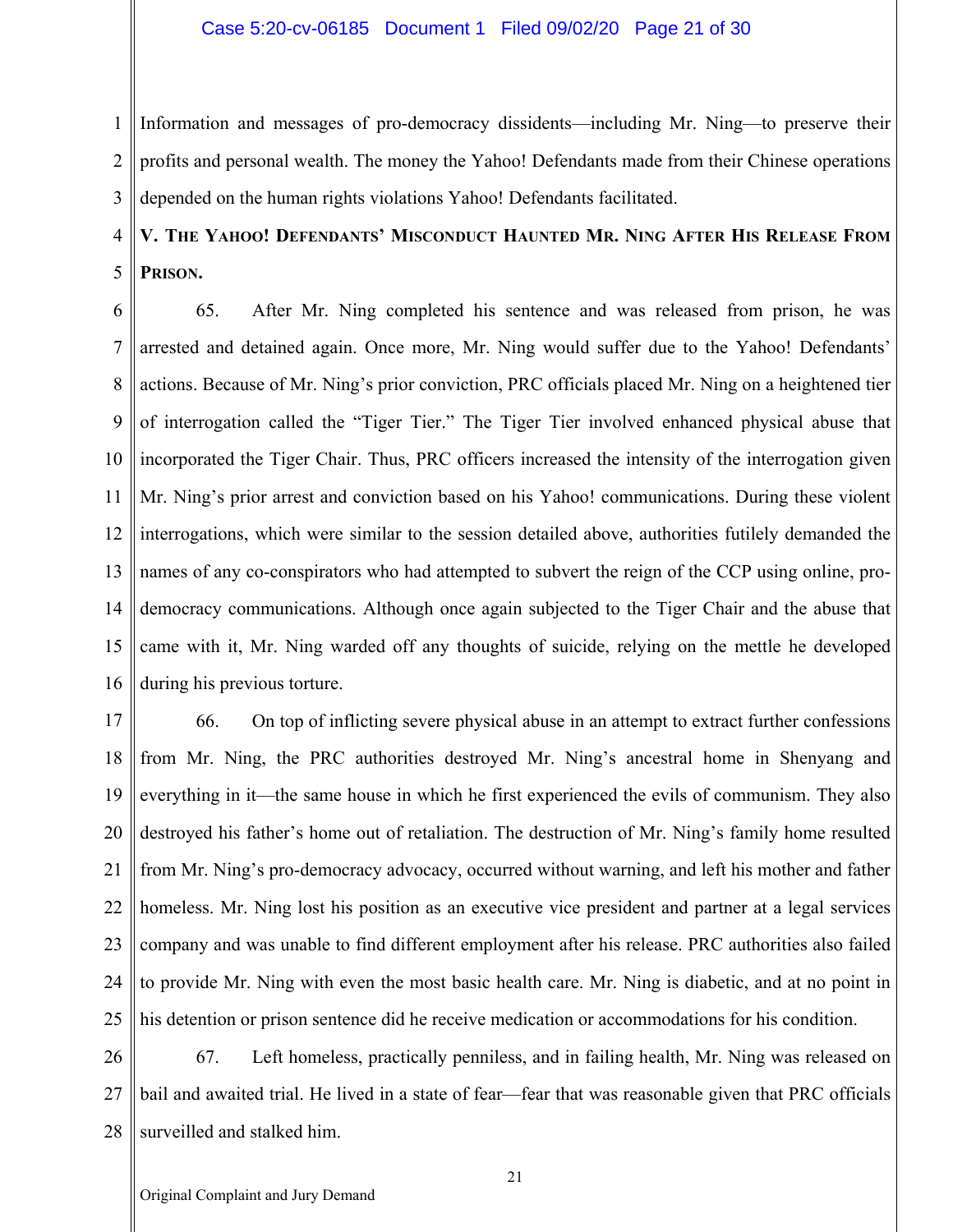information and messages of pro-democracy dissidents—including Mr. Ning—to preserve their profits and personal wealth. The money the Yahoo! Defendants made from their Chinese operations depended on the human rights violations Yahoo! Defendants facilitated.

## V. The Yahoo! Defendants' Misconduct Haunted Mr. Ning After His Release From Prison.

65. After Mr. Ning completed his sentence and was released from prison, he was arrested and detained again. Once more, Mr. Ning would suffer due to the Yahoo! Defendants' actions. Because of Mr. Ning's prior conviction, PRC officials placed Mr. Ning on a heightened tier of interrogation called the "Tiger Tier." The Tiger Tier involved enhanced physical abuse that incorporated the Tiger Chair. Thus, PRC officers increased the intensity of the interrogation given Mr. Ning's prior arrest and conviction based on his Yahoo! communications. During these violent interrogations, which were similar to the session detailed above, authorities futilely demanded the names of any co-conspirators who had attempted to subvert the reign of the CCP using online, pro-democracy communications. Although once again subjected to the Tiger Chair and the abuse that came with it, Mr. Ning warded off any thoughts of suicide, relying on the mettle he developed during his previous torture.

66. On top of inflicting severe physical abuse in an attempt to extract further confessions from Mr. Ning, the PRC authorities destroyed Mr. Ning's ancestral home in Shenyang and everything in it—the same house in which he first experienced the evils of communism. They also destroyed his father's home out of retaliation. The destruction of Mr. Ning's family home resulted from Mr. Ning's pro-democracy advocacy, occurred without warning, and left his mother and father homeless. Mr. Ning lost his position as an executive vice president and partner at a legal services company and was unable to find different employment after his release. PRC authorities also failed to provide Mr. Ning with even the most basic health care. Mr. Ning is diabetic, and at no point in his detention or prison sentence did he receive medication or accommodations for his condition.

67. Left homeless, practically penniless, and in failing health, Mr. Ning was released on bail and awaited trial. He lived in a state of fear—fear that was reasonable given that PRC officials surveilled and stalked him.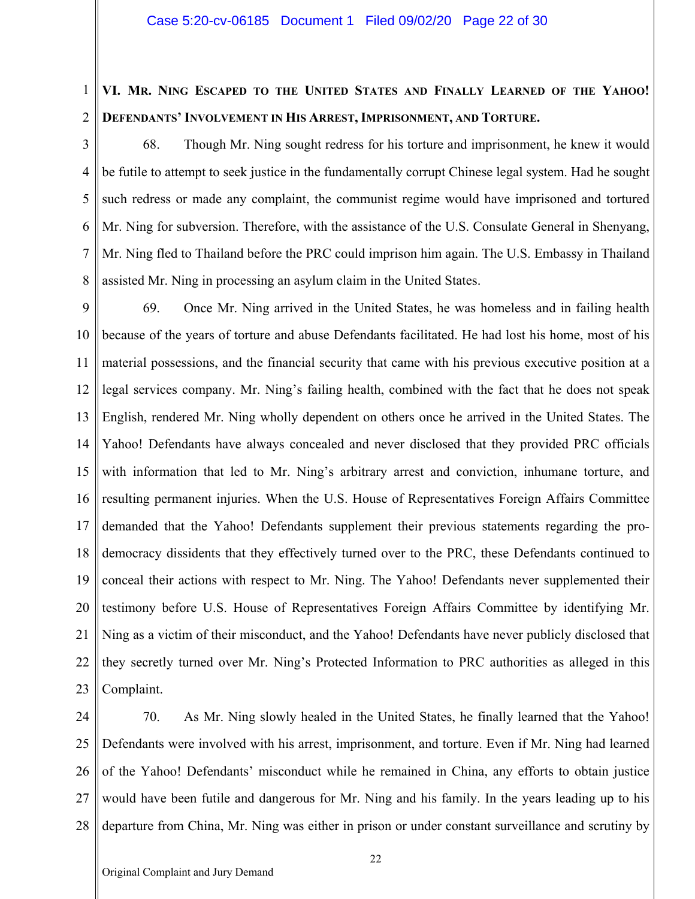## VI. Mr. Ning Escaped to the United States and Finally Learned of the Yahoo! Defendants' Involvement in His Arrest, Imprisonment, and Torture.

68. Though Mr. Ning sought redress for his torture and imprisonment, he knew it would be futile to attempt to seek justice in the fundamentally corrupt Chinese legal system. Had he sought such redress or made any complaint, the communist regime would have imprisoned and tortured Mr. Ning for subversion. Therefore, with the assistance of the U.S. Consulate General in Shenyang, Mr. Ning fled to Thailand before the PRC could imprison him again. The U.S. Embassy in Thailand assisted Mr. Ning in processing an asylum claim in the United States.

69. Once Mr. Ning arrived in the United States, he was homeless and in failing health because of the years of torture and abuse Defendants facilitated. He had lost his home, most of his material possessions, and the financial security that came with his previous executive position at a legal services company. Mr. Ning's failing health, combined with the fact that he does not speak English, rendered Mr. Ning wholly dependent on others once he arrived in the United States. The Yahoo! Defendants have always concealed and never disclosed that they provided PRC officials with information that led to Mr. Ning's arbitrary arrest and conviction, inhumane torture, and resulting permanent injuries. When the U.S. House of Representatives Foreign Affairs Committee demanded that the Yahoo! Defendants supplement their previous statements regarding the pro-democracy dissidents that they effectively turned over to the PRC, these Defendants continued to conceal their actions with respect to Mr. Ning. The Yahoo! Defendants never supplemented their testimony before U.S. House of Representatives Foreign Affairs Committee by identifying Mr. Ning as a victim of their misconduct, and the Yahoo! Defendants have never publicly disclosed that they secretly turned over Mr. Ning's Protected Information to PRC authorities as alleged in this Complaint.

70. As Mr. Ning slowly healed in the United States, he finally learned that the Yahoo! Defendants were involved with his arrest, imprisonment, and torture. Even if Mr. Ning had learned of the Yahoo! Defendants' misconduct while he remained in China, any efforts to obtain justice would have been futile and dangerous for Mr. Ning and his family. In the years leading up to his departure from China, Mr. Ning was either in prison or under constant surveillance and scrutiny by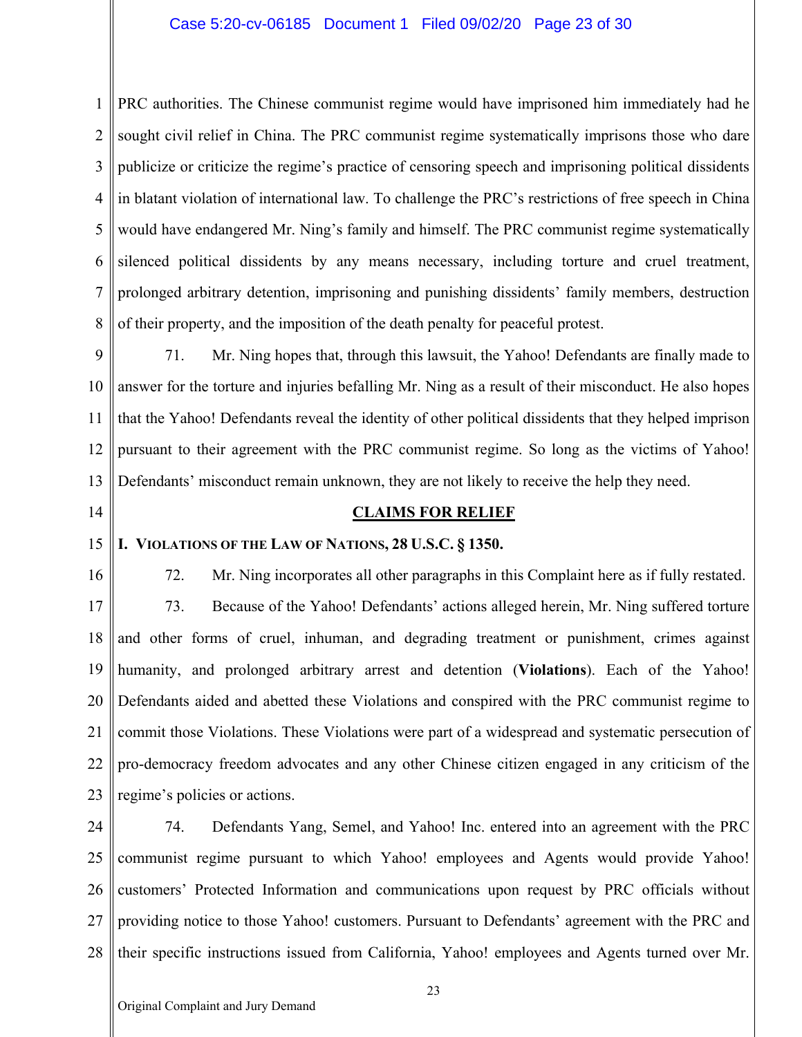PRC authorities. The Chinese communist regime would have imprisoned him immediately had he sought civil relief in China. The PRC communist regime systematically imprisons those who dare publicize or criticize the regime's practice of censoring speech and imprisoning political dissidents in blatant violation of international law. To challenge the PRC's restrictions of free speech in China would have endangered Mr. Ning's family and himself. The PRC communist regime systematically silenced political dissidents by any means necessary, including torture and cruel treatment, prolonged arbitrary detention, imprisoning and punishing dissidents' family members, destruction of their property, and the imposition of the death penalty for peaceful protest.

71. Mr. Ning hopes that, through this lawsuit, the Yahoo! Defendants are finally made to answer for the torture and injuries befalling Mr. Ning as a result of their misconduct. He also hopes that the Yahoo! Defendants reveal the identity of other political dissidents that they helped imprison pursuant to their agreement with the PRC communist regime. So long as the victims of Yahoo! Defendants' misconduct remain unknown, they are not likely to receive the help they need.

## CLAIMS FOR RELIEF

### I. VIOLATIONS OF THE LAW OF NATIONS, 28 U.S.C. § 1350.

72. Mr. Ning incorporates all other paragraphs in this Complaint here as if fully restated.

73. Because of the Yahoo! Defendants' actions alleged herein, Mr. Ning suffered torture and other forms of cruel, inhuman, and degrading treatment or punishment, crimes against humanity, and prolonged arbitrary arrest and detention (**Violations**). Each of the Yahoo! Defendants aided and abetted these Violations and conspired with the PRC communist regime to commit those Violations. These Violations were part of a widespread and systematic persecution of pro-democracy freedom advocates and any other Chinese citizen engaged in any criticism of the regime's policies or actions.

74. Defendants Yang, Semel, and Yahoo! Inc. entered into an agreement with the PRC communist regime pursuant to which Yahoo! employees and Agents would provide Yahoo! customers' Protected Information and communications upon request by PRC officials without providing notice to those Yahoo! customers. Pursuant to Defendants' agreement with the PRC and their specific instructions issued from California, Yahoo! employees and Agents turned over Mr.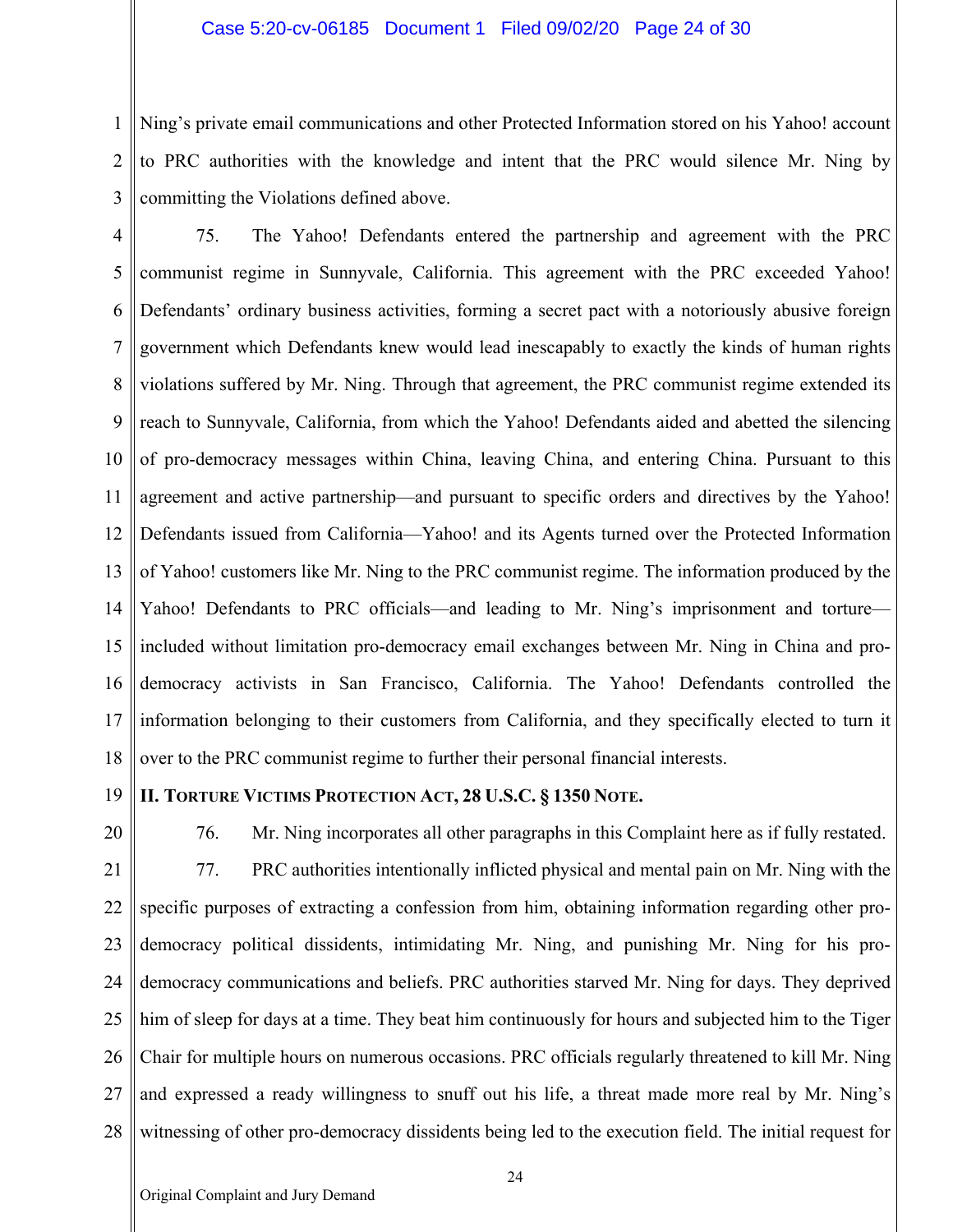Ning's private email communications and other Protected Information stored on his Yahoo! account to PRC authorities with the knowledge and intent that the PRC would silence Mr. Ning by committing the Violations defined above.

75. The Yahoo! Defendants entered the partnership and agreement with the PRC communist regime in Sunnyvale, California. This agreement with the PRC exceeded Yahoo! Defendants' ordinary business activities, forming a secret pact with a notoriously abusive foreign government which Defendants knew would lead inescapably to exactly the kinds of human rights violations suffered by Mr. Ning. Through that agreement, the PRC communist regime extended its reach to Sunnyvale, California, from which the Yahoo! Defendants aided and abetted the silencing of pro-democracy messages within China, leaving China, and entering China. Pursuant to this agreement and active partnership—and pursuant to specific orders and directives by the Yahoo! Defendants issued from California—Yahoo! and its Agents turned over the Protected Information of Yahoo! customers like Mr. Ning to the PRC communist regime. The information produced by the Yahoo! Defendants to PRC officials—and leading to Mr. Ning's imprisonment and torture—included without limitation pro-democracy email exchanges between Mr. Ning in China and pro-democracy activists in San Francisco, California. The Yahoo! Defendants controlled the information belonging to their customers from California, and they specifically elected to turn it over to the PRC communist regime to further their personal financial interests.

## II. Torture Victims Protection Act, 28 U.S.C. § 1350 Note.

76. Mr. Ning incorporates all other paragraphs in this Complaint here as if fully restated.

77. PRC authorities intentionally inflicted physical and mental pain on Mr. Ning with the specific purposes of extracting a confession from him, obtaining information regarding other pro-democracy political dissidents, intimidating Mr. Ning, and punishing Mr. Ning for his pro-democracy communications and beliefs. PRC authorities starved Mr. Ning for days. They deprived him of sleep for days at a time. They beat him continuously for hours and subjected him to the Tiger Chair for multiple hours on numerous occasions. PRC officials regularly threatened to kill Mr. Ning and expressed a ready willingness to snuff out his life, a threat made more real by Mr. Ning's witnessing of other pro-democracy dissidents being led to the execution field. The initial request for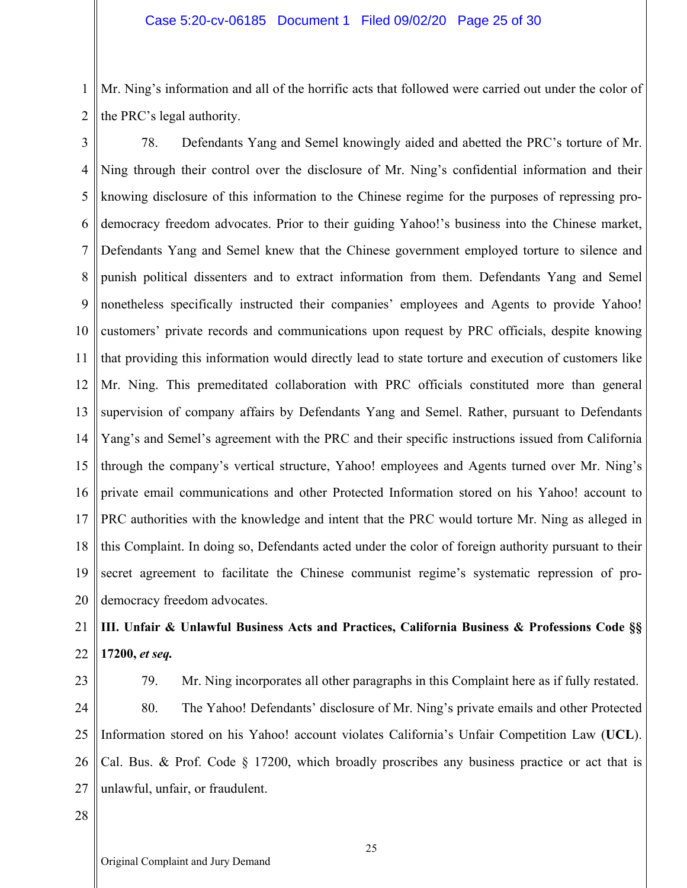Mr. Ning's information and all of the horrific acts that followed were carried out under the color of the PRC's legal authority.

78. Defendants Yang and Semel knowingly aided and abetted the PRC's torture of Mr. Ning through their control over the disclosure of Mr. Ning's confidential information and their knowing disclosure of this information to the Chinese regime for the purposes of repressing pro-democracy freedom advocates. Prior to their guiding Yahoo!'s business into the Chinese market, Defendants Yang and Semel knew that the Chinese government employed torture to silence and punish political dissenters and to extract information from them. Defendants Yang and Semel nonetheless specifically instructed their companies' employees and Agents to provide Yahoo! customers' private records and communications upon request by PRC officials, despite knowing that providing this information would directly lead to state torture and execution of customers like Mr. Ning. This premeditated collaboration with PRC officials constituted more than general supervision of company affairs by Defendants Yang and Semel. Rather, pursuant to Defendants Yang's and Semel's agreement with the PRC and their specific instructions issued from California through the company's vertical structure, Yahoo! employees and Agents turned over Mr. Ning's private email communications and other Protected Information stored on his Yahoo! account to PRC authorities with the knowledge and intent that the PRC would torture Mr. Ning as alleged in this Complaint. In doing so, Defendants acted under the color of foreign authority pursuant to their secret agreement to facilitate the Chinese communist regime's systematic repression of pro-democracy freedom advocates.

**III. Unfair & Unlawful Business Acts and Practices, California Business & Professions Code §§ 17200, *et seq.***

79. Mr. Ning incorporates all other paragraphs in this Complaint here as if fully restated.

80. The Yahoo! Defendants' disclosure of Mr. Ning's private emails and other Protected Information stored on his Yahoo! account violates California's Unfair Competition Law (**UCL**). Cal. Bus. & Prof. Code § 17200, which broadly proscribes any business practice or act that is unlawful, unfair, or fraudulent.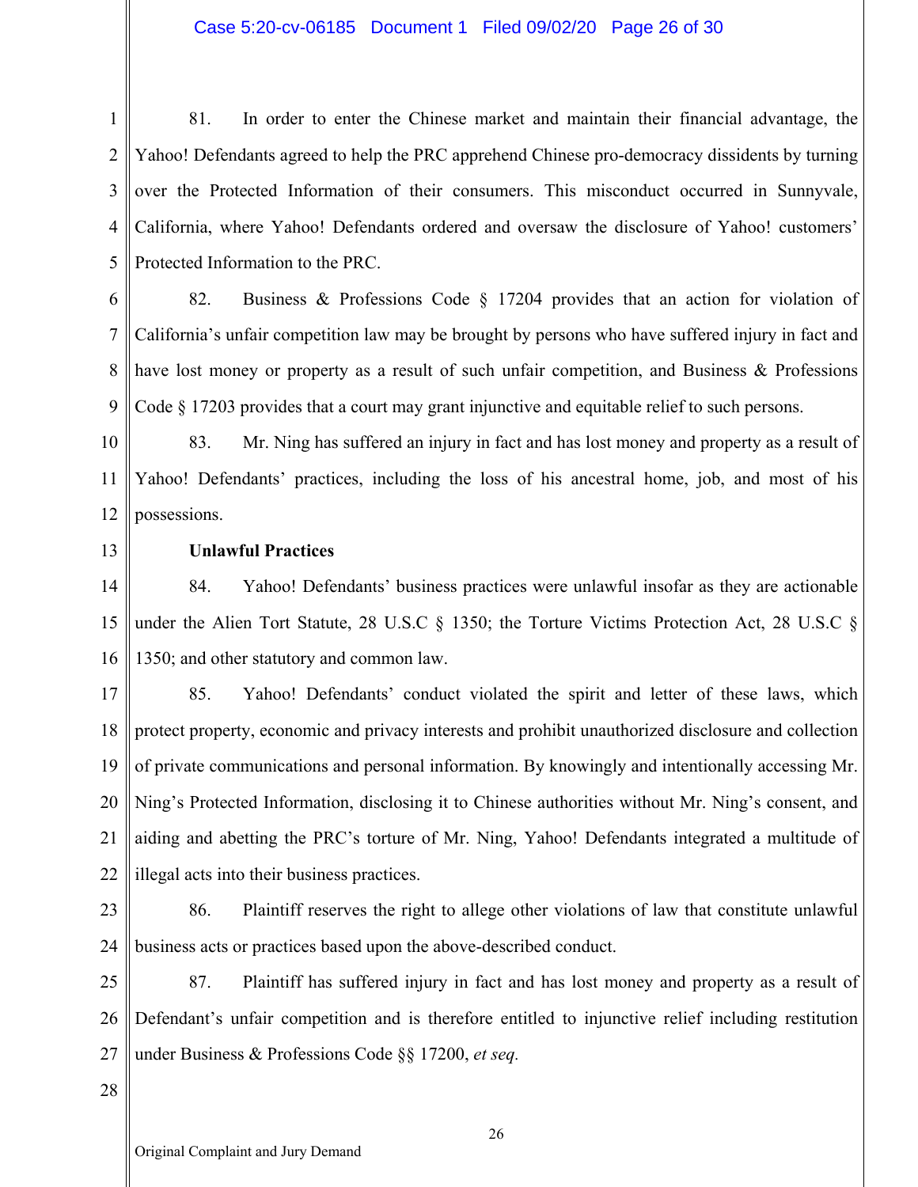81. In order to enter the Chinese market and maintain their financial advantage, the Yahoo! Defendants agreed to help the PRC apprehend Chinese pro-democracy dissidents by turning over the Protected Information of their consumers. This misconduct occurred in Sunnyvale, California, where Yahoo! Defendants ordered and oversaw the disclosure of Yahoo! customers' Protected Information to the PRC.

82. Business & Professions Code § 17204 provides that an action for violation of California's unfair competition law may be brought by persons who have suffered injury in fact and have lost money or property as a result of such unfair competition, and Business & Professions Code § 17203 provides that a court may grant injunctive and equitable relief to such persons.

83. Mr. Ning has suffered an injury in fact and has lost money and property as a result of Yahoo! Defendants' practices, including the loss of his ancestral home, job, and most of his possessions.

**Unlawful Practices**

84. Yahoo! Defendants' business practices were unlawful insofar as they are actionable under the Alien Tort Statute, 28 U.S.C § 1350; the Torture Victims Protection Act, 28 U.S.C § 1350; and other statutory and common law.

85. Yahoo! Defendants' conduct violated the spirit and letter of these laws, which protect property, economic and privacy interests and prohibit unauthorized disclosure and collection of private communications and personal information. By knowingly and intentionally accessing Mr. Ning's Protected Information, disclosing it to Chinese authorities without Mr. Ning's consent, and aiding and abetting the PRC's torture of Mr. Ning, Yahoo! Defendants integrated a multitude of illegal acts into their business practices.

86. Plaintiff reserves the right to allege other violations of law that constitute unlawful business acts or practices based upon the above-described conduct.

87. Plaintiff has suffered injury in fact and has lost money and property as a result of Defendant's unfair competition and is therefore entitled to injunctive relief including restitution under Business & Professions Code §§ 17200, *et seq.*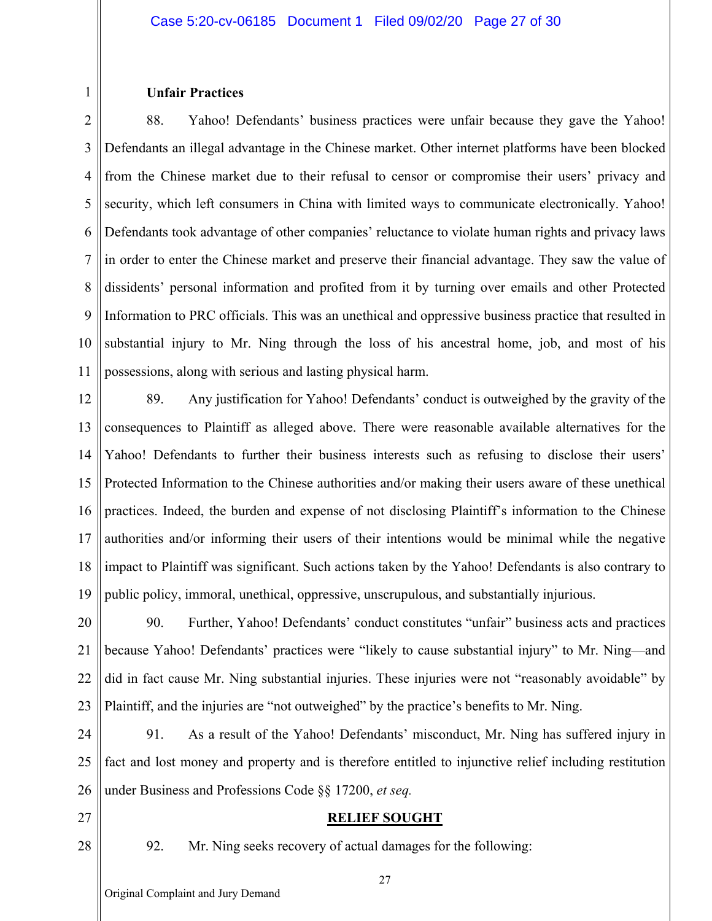**Unfair Practices**

88. Yahoo! Defendants' business practices were unfair because they gave the Yahoo! Defendants an illegal advantage in the Chinese market. Other internet platforms have been blocked from the Chinese market due to their refusal to censor or compromise their users' privacy and security, which left consumers in China with limited ways to communicate electronically. Yahoo! Defendants took advantage of other companies' reluctance to violate human rights and privacy laws in order to enter the Chinese market and preserve their financial advantage. They saw the value of dissidents' personal information and profited from it by turning over emails and other Protected Information to PRC officials. This was an unethical and oppressive business practice that resulted in substantial injury to Mr. Ning through the loss of his ancestral home, job, and most of his possessions, along with serious and lasting physical harm.

89. Any justification for Yahoo! Defendants' conduct is outweighed by the gravity of the consequences to Plaintiff as alleged above. There were reasonable available alternatives for the Yahoo! Defendants to further their business interests such as refusing to disclose their users' Protected Information to the Chinese authorities and/or making their users aware of these unethical practices. Indeed, the burden and expense of not disclosing Plaintiff's information to the Chinese authorities and/or informing their users of their intentions would be minimal while the negative impact to Plaintiff was significant. Such actions taken by the Yahoo! Defendants is also contrary to public policy, immoral, unethical, oppressive, unscrupulous, and substantially injurious.

90. Further, Yahoo! Defendants' conduct constitutes "unfair" business acts and practices because Yahoo! Defendants' practices were "likely to cause substantial injury" to Mr. Ning—and did in fact cause Mr. Ning substantial injuries. These injuries were not "reasonably avoidable" by Plaintiff, and the injuries are "not outweighed" by the practice's benefits to Mr. Ning.

91. As a result of the Yahoo! Defendants' misconduct, Mr. Ning has suffered injury in fact and lost money and property and is therefore entitled to injunctive relief including restitution under Business and Professions Code §§ 17200, *et seq.*

## RELIEF SOUGHT

92. Mr. Ning seeks recovery of actual damages for the following: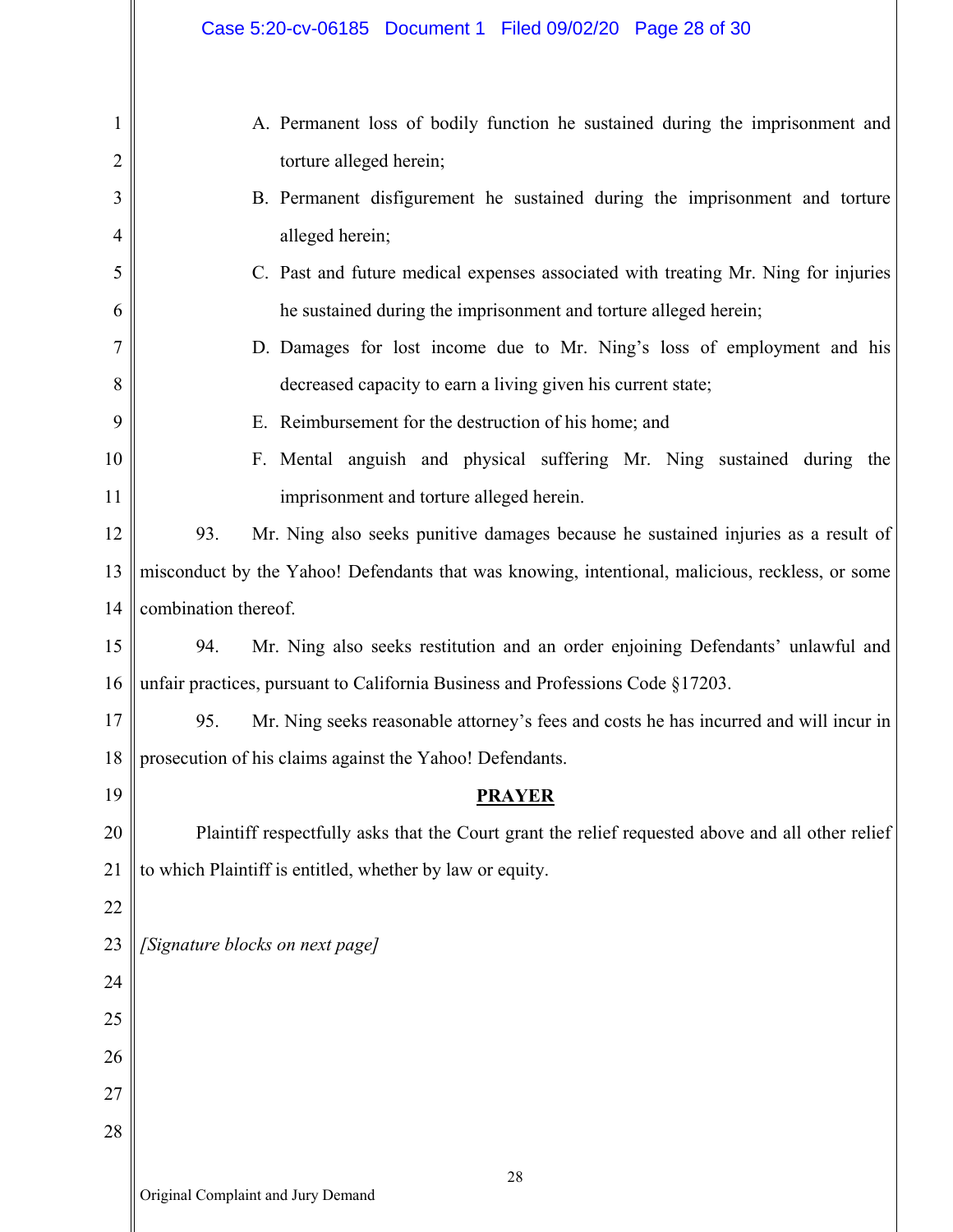A. Permanent loss of bodily function he sustained during the imprisonment and torture alleged herein;

B. Permanent disfigurement he sustained during the imprisonment and torture alleged herein;

C. Past and future medical expenses associated with treating Mr. Ning for injuries he sustained during the imprisonment and torture alleged herein;

D. Damages for lost income due to Mr. Ning's loss of employment and his decreased capacity to earn a living given his current state;

E. Reimbursement for the destruction of his home; and

F. Mental anguish and physical suffering Mr. Ning sustained during the imprisonment and torture alleged herein.

93. Mr. Ning also seeks punitive damages because he sustained injuries as a result of misconduct by the Yahoo! Defendants that was knowing, intentional, malicious, reckless, or some combination thereof.

94. Mr. Ning also seeks restitution and an order enjoining Defendants' unlawful and unfair practices, pursuant to California Business and Professions Code §17203.

95. Mr. Ning seeks reasonable attorney's fees and costs he has incurred and will incur in prosecution of his claims against the Yahoo! Defendants.

## PRAYER

Plaintiff respectfully asks that the Court grant the relief requested above and all other relief to which Plaintiff is entitled, whether by law or equity.

*[Signature blocks on next page]*

Original Complaint and Jury Demand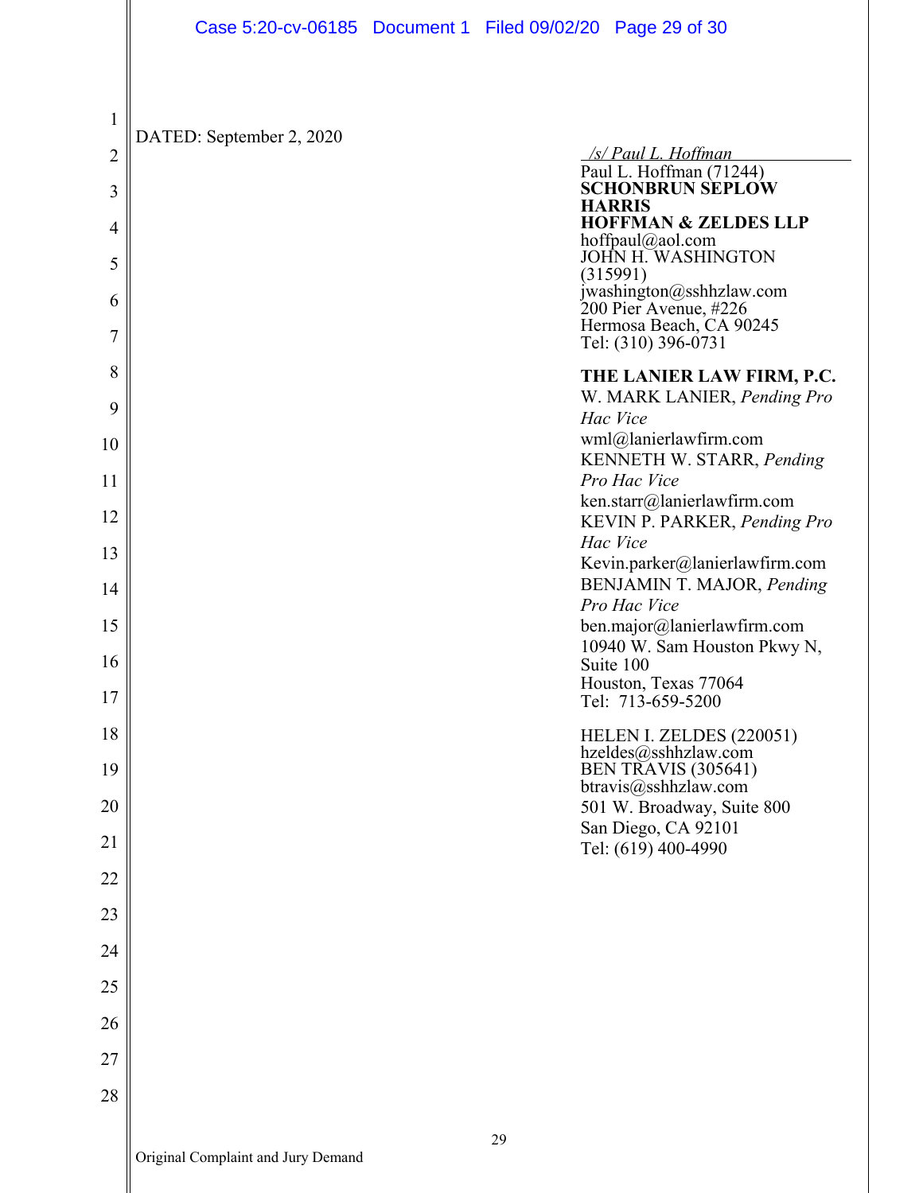DATED: September 2, 2020

*/s/ Paul L. Hoffman*
Paul L. Hoffman (71244)
**SCHONBRUN SEPLOW HARRIS HOFFMAN & ZELDES LLP**
hoffpaul@aol.com
JOHN H. WASHINGTON (315991)
jwashington@sshhzlaw.com
200 Pier Avenue, #226
Hermosa Beach, CA 90245
Tel: (310) 396-0731

**THE LANIER LAW FIRM, P.C.**
W. MARK LANIER, *Pending Pro Hac Vice*
wml@lanierlawfirm.com
KENNETH W. STARR, *Pending Pro Hac Vice*
ken.starr@lanierlawfirm.com
KEVIN P. PARKER, *Pending Pro Hac Vice*
Kevin.parker@lanierlawfirm.com
BENJAMIN T. MAJOR, *Pending Pro Hac Vice*
ben.major@lanierlawfirm.com
10940 W. Sam Houston Pkwy N, Suite 100
Houston, Texas 77064
Tel: 713-659-5200

HELEN I. ZELDES (220051)
hzeldes@sshhzlaw.com
BEN TRAVIS (305641)
btravis@sshhzlaw.com
501 W. Broadway, Suite 800
San Diego, CA 92101
Tel: (619) 400-4990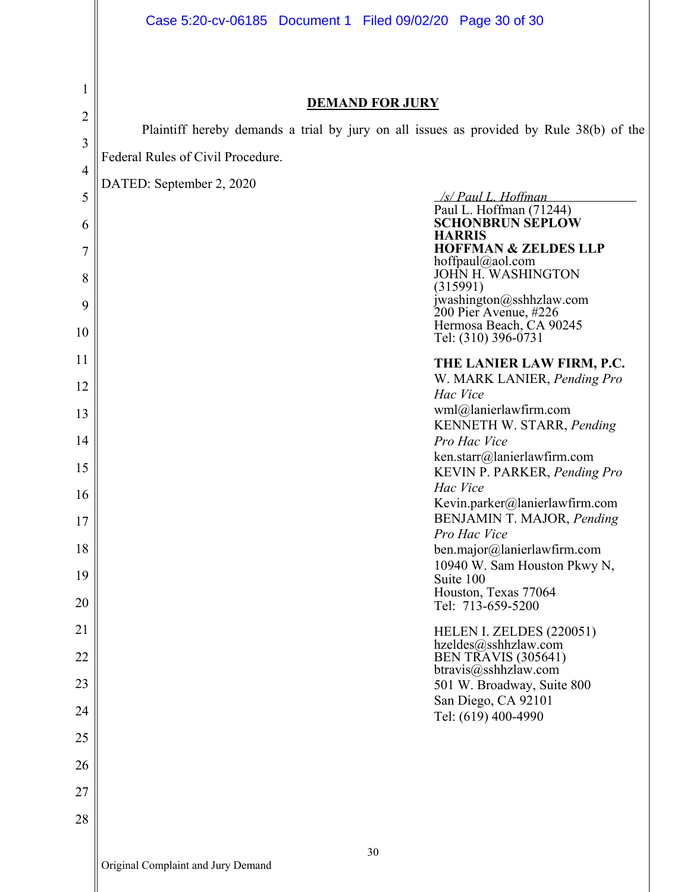**DEMAND FOR JURY**

Plaintiff hereby demands a trial by jury on all issues as provided by Rule 38(b) of the Federal Rules of Civil Procedure.

DATED: September 2, 2020

/s/ Paul L. Hoffman
Paul L. Hoffman (71244)
**SCHONBRUN SEPLOW HARRIS HOFFMAN & ZELDES LLP**
hoffpaul@aol.com
JOHN H. WASHINGTON (315991)
jwashington@sshhzlaw.com
200 Pier Avenue, #226
Hermosa Beach, CA 90245
Tel: (310) 396-0731

**THE LANIER LAW FIRM, P.C.**
W. MARK LANIER, *Pending Pro Hac Vice*
wml@lanierlawfirm.com
KENNETH W. STARR, *Pending Pro Hac Vice*
ken.starr@lanierlawfirm.com
KEVIN P. PARKER, *Pending Pro Hac Vice*
Kevin.parker@lanierlawfirm.com
BENJAMIN T. MAJOR, *Pending Pro Hac Vice*
ben.major@lanierlawfirm.com
10940 W. Sam Houston Pkwy N, Suite 100
Houston, Texas 77064
Tel: 713-659-5200

HELEN I. ZELDES (220051)
hzeldes@sshhzlaw.com
BEN TRAVIS (305641)
btravis@sshhzlaw.com
501 W. Broadway, Suite 800
San Diego, CA 92101
Tel: (619) 400-4990